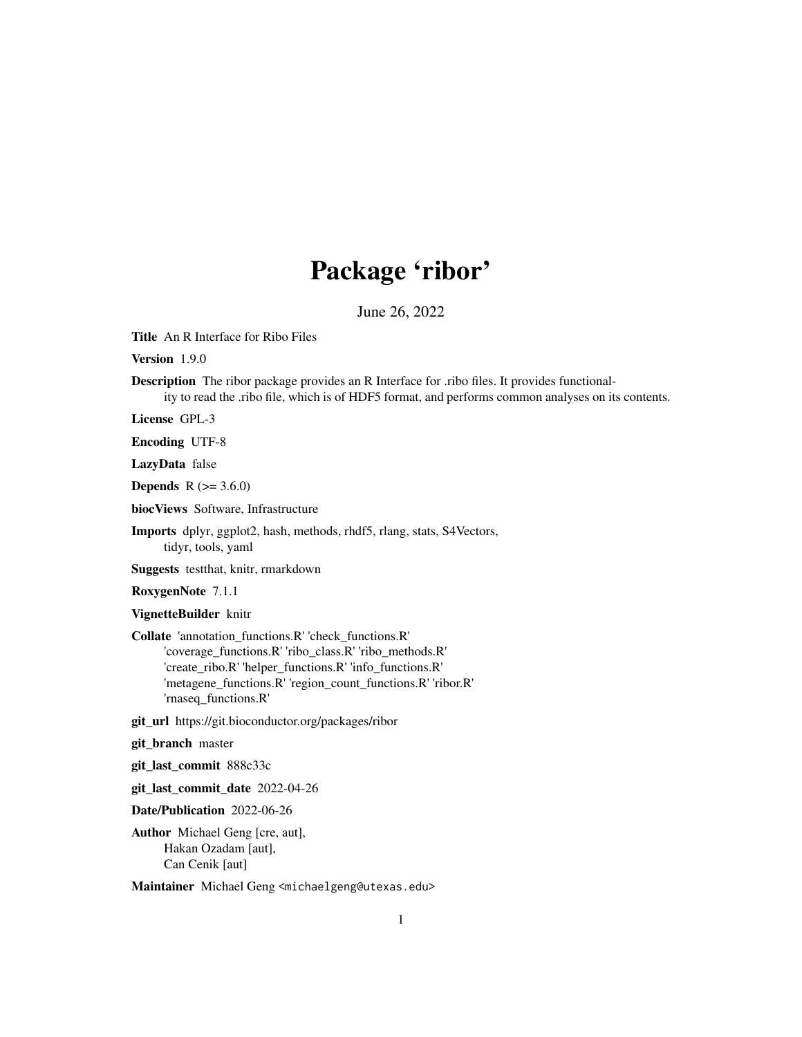# Package 'ribor'

June 26, 2022

**Title** An R Interface for Ribo Files

**Version** 1.9.0

**Description** The ribor package provides an R Interface for .ribo files. It provides functionality to read the .ribo file, which is of HDF5 format, and performs common analyses on its contents.

**License** GPL-3

**Encoding** UTF-8

**LazyData** false

**Depends** R (>= 3.6.0)

**biocViews** Software, Infrastructure

**Imports** dplyr, ggplot2, hash, methods, rhdf5, rlang, stats, S4Vectors, tidyr, tools, yaml

**Suggests** testthat, knitr, rmarkdown

**RoxygenNote** 7.1.1

**VignetteBuilder** knitr

**Collate** 'annotation_functions.R' 'check_functions.R' 'coverage_functions.R' 'ribo_class.R' 'ribo_methods.R' 'create_ribo.R' 'helper_functions.R' 'info_functions.R' 'metagene_functions.R' 'region_count_functions.R' 'ribor.R' 'rnaseq_functions.R'

**git_url** https://git.bioconductor.org/packages/ribor

**git_branch** master

**git_last_commit** 888c33c

**git_last_commit_date** 2022-04-26

**Date/Publication** 2022-06-26

**Author** Michael Geng [cre, aut], Hakan Ozadam [aut], Can Cenik [aut]

**Maintainer** Michael Geng <michaelgeng@utexas.edu>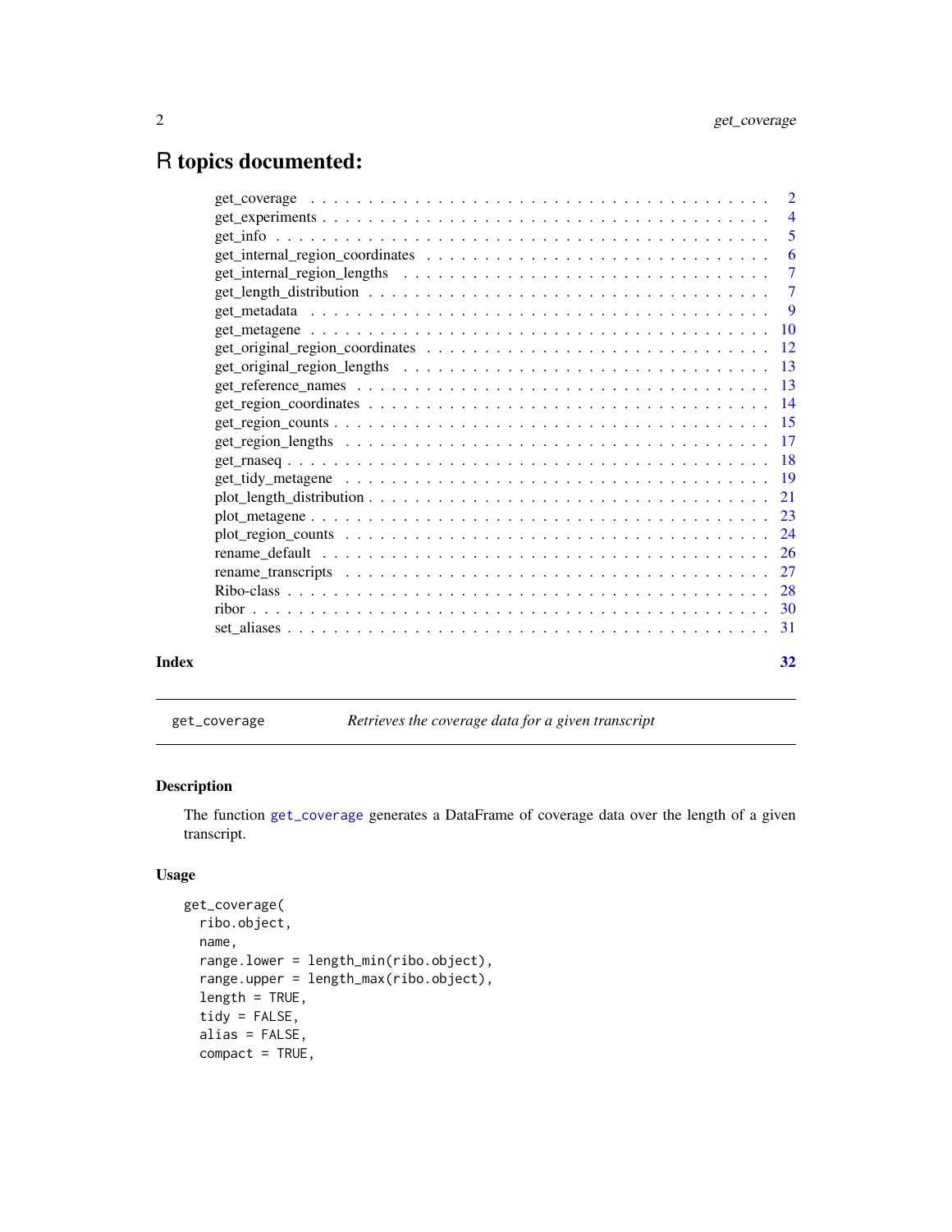# R topics documented:

| | |
|---|---|
| get_coverage | 2 |
| get_experiments | 4 |
| get_info | 5 |
| get_internal_region_coordinates | 6 |
| get_internal_region_lengths | 7 |
| get_length_distribution | 7 |
| get_metadata | 9 |
| get_metagene | 10 |
| get_original_region_coordinates | 12 |
| get_original_region_lengths | 13 |
| get_reference_names | 13 |
| get_region_coordinates | 14 |
| get_region_counts | 15 |
| get_region_lengths | 17 |
| get_rnaseq | 18 |
| get_tidy_metagene | 19 |
| plot_length_distribution | 21 |
| plot_metagene | 23 |
| plot_region_counts | 24 |
| rename_default | 26 |
| rename_transcripts | 27 |
| Ribo-class | 28 |
| ribor | 30 |
| set_aliases | 31 |

**Index** **32**

---

`get_coverage` *Retrieves the coverage data for a given transcript*

---

## Description

The function `get_coverage` generates a DataFrame of coverage data over the length of a given transcript.

## Usage

```
get_coverage(
  ribo.object,
  name,
  range.lower = length_min(ribo.object),
  range.upper = length_max(ribo.object),
  length = TRUE,
  tidy = FALSE,
  alias = FALSE,
  compact = TRUE,
```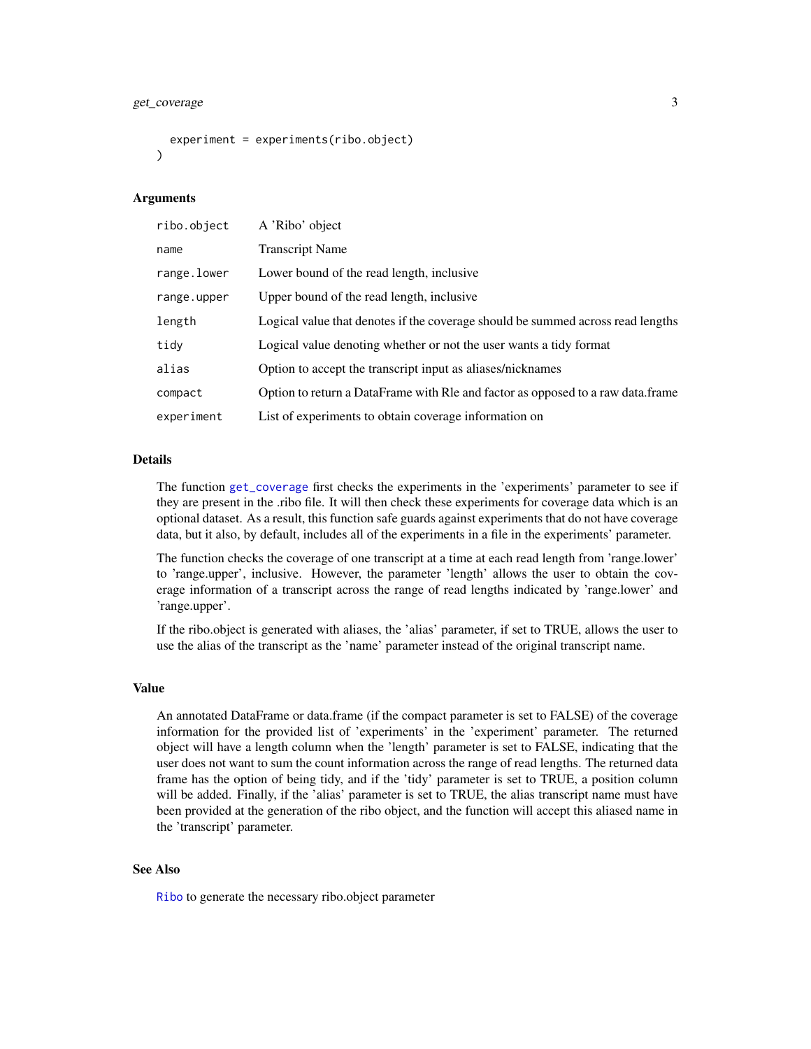```
  experiment = experiments(ribo.object)
)
```

## Arguments

| | |
|---|---|
| ribo.object | A 'Ribo' object |
| name | Transcript Name |
| range.lower | Lower bound of the read length, inclusive |
| range.upper | Upper bound of the read length, inclusive |
| length | Logical value that denotes if the coverage should be summed across read lengths |
| tidy | Logical value denoting whether or not the user wants a tidy format |
| alias | Option to accept the transcript input as aliases/nicknames |
| compact | Option to return a DataFrame with Rle and factor as opposed to a raw data.frame |
| experiment | List of experiments to obtain coverage information on |

## Details

The function get_coverage first checks the experiments in the 'experiments' parameter to see if they are present in the .ribo file. It will then check these experiments for coverage data which is an optional dataset. As a result, this function safe guards against experiments that do not have coverage data, but it also, by default, includes all of the experiments in a file in the experiments' parameter.

The function checks the coverage of one transcript at a time at each read length from 'range.lower' to 'range.upper', inclusive. However, the parameter 'length' allows the user to obtain the coverage information of a transcript across the range of read lengths indicated by 'range.lower' and 'range.upper'.

If the ribo.object is generated with aliases, the 'alias' parameter, if set to TRUE, allows the user to use the alias of the transcript as the 'name' parameter instead of the original transcript name.

## Value

An annotated DataFrame or data.frame (if the compact parameter is set to FALSE) of the coverage information for the provided list of 'experiments' in the 'experiment' parameter. The returned object will have a length column when the 'length' parameter is set to FALSE, indicating that the user does not want to sum the count information across the range of read lengths. The returned data frame has the option of being tidy, and if the 'tidy' parameter is set to TRUE, a position column will be added. Finally, if the 'alias' parameter is set to TRUE, the alias transcript name must have been provided at the generation of the ribo object, and the function will accept this aliased name in the 'transcript' parameter.

## See Also

Ribo to generate the necessary ribo.object parameter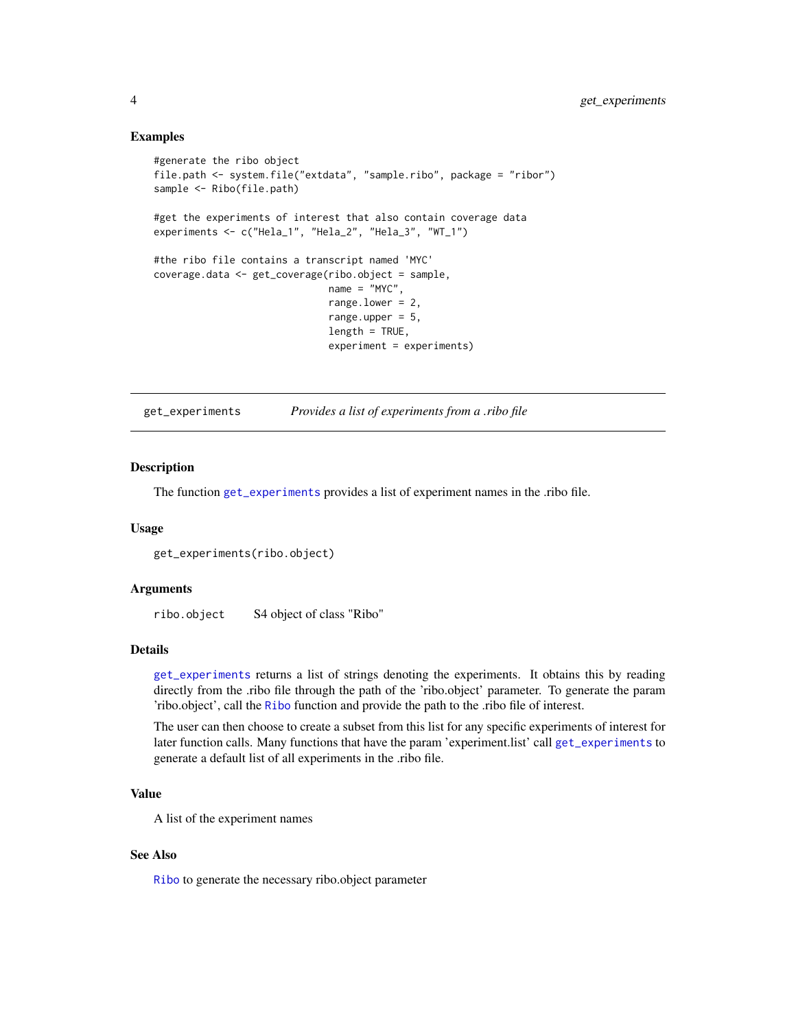### Examples

```
#generate the ribo object
file.path <- system.file("extdata", "sample.ribo", package = "ribor")
sample <- Ribo(file.path)

#get the experiments of interest that also contain coverage data
experiments <- c("Hela_1", "Hela_2", "Hela_3", "WT_1")

#the ribo file contains a transcript named 'MYC'
coverage.data <- get_coverage(ribo.object = sample,
                              name = "MYC",
                              range.lower = 2,
                              range.upper = 5,
                              length = TRUE,
                              experiment = experiments)
```

---

## get_experiments &nbsp;&nbsp;&nbsp; *Provides a list of experiments from a .ribo file*

---

### Description

The function get_experiments provides a list of experiment names in the .ribo file.

### Usage

```
get_experiments(ribo.object)
```

### Arguments

| | |
|---|---|
| ribo.object | S4 object of class "Ribo" |

### Details

get_experiments returns a list of strings denoting the experiments. It obtains this by reading directly from the .ribo file through the path of the 'ribo.object' parameter. To generate the param 'ribo.object', call the Ribo function and provide the path to the .ribo file of interest.

The user can then choose to create a subset from this list for any specific experiments of interest for later function calls. Many functions that have the param 'experiment.list' call get_experiments to generate a default list of all experiments in the .ribo file.

### Value

A list of the experiment names

### See Also

Ribo to generate the necessary ribo.object parameter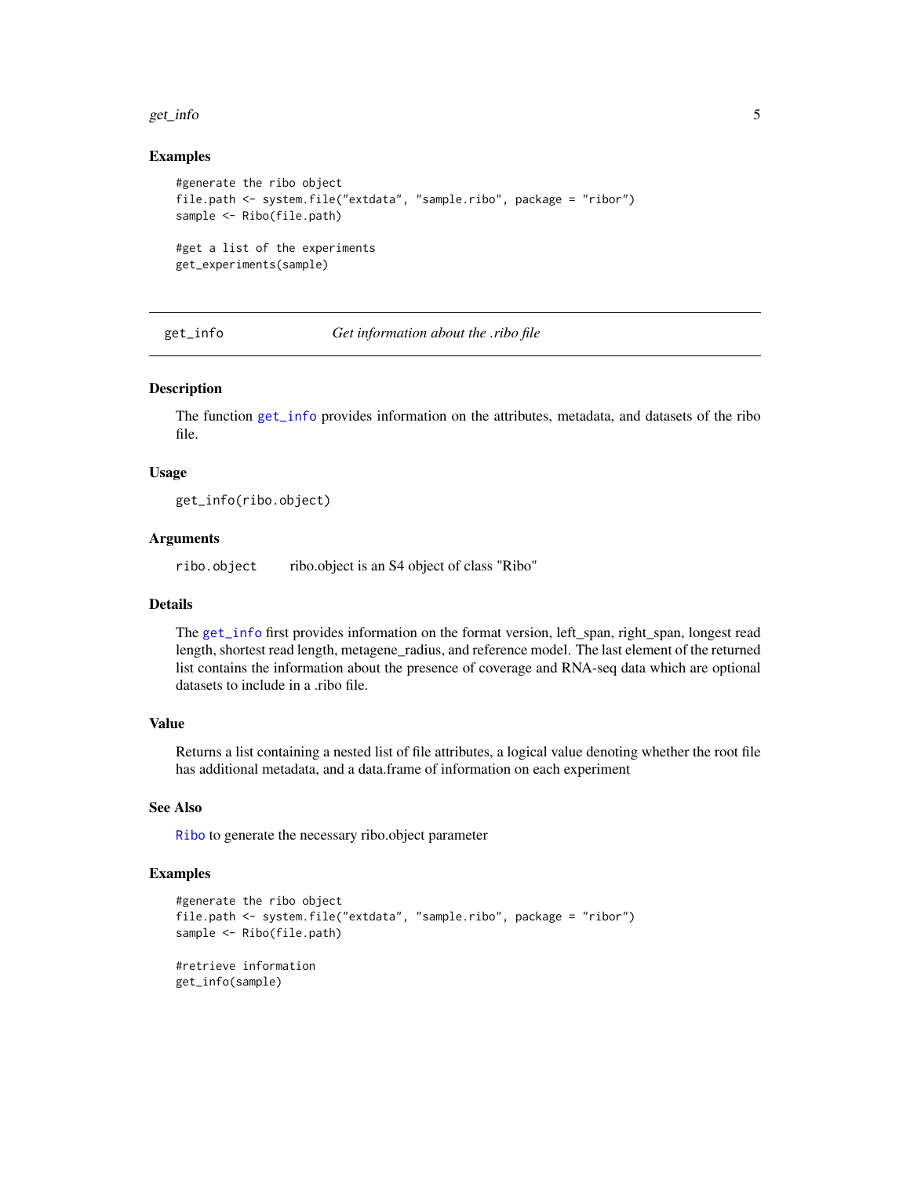### Examples

```
#generate the ribo object
file.path <- system.file("extdata", "sample.ribo", package = "ribor")
sample <- Ribo(file.path)

#get a list of the experiments
get_experiments(sample)
```

---

## get_info &nbsp;&nbsp;&nbsp;&nbsp; *Get information about the .ribo file*

---

### Description

The function get_info provides information on the attributes, metadata, and datasets of the ribo file.

### Usage

```
get_info(ribo.object)
```

### Arguments

| | |
|---|---|
| ribo.object | ribo.object is an S4 object of class "Ribo" |

### Details

The get_info first provides information on the format version, left_span, right_span, longest read length, shortest read length, metagene_radius, and reference model. The last element of the returned list contains the information about the presence of coverage and RNA-seq data which are optional datasets to include in a .ribo file.

### Value

Returns a list containing a nested list of file attributes, a logical value denoting whether the root file has additional metadata, and a data.frame of information on each experiment

### See Also

Ribo to generate the necessary ribo.object parameter

### Examples

```
#generate the ribo object
file.path <- system.file("extdata", "sample.ribo", package = "ribor")
sample <- Ribo(file.path)

#retrieve information
get_info(sample)
```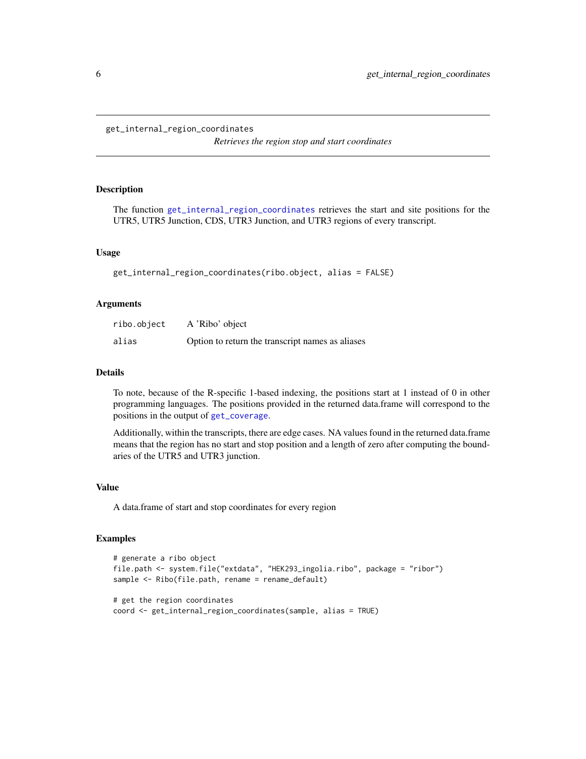`get_internal_region_coordinates`

*Retrieves the region stop and start coordinates*

## Description

The function `get_internal_region_coordinates` retrieves the start and site positions for the UTR5, UTR5 Junction, CDS, UTR3 Junction, and UTR3 regions of every transcript.

## Usage

```
get_internal_region_coordinates(ribo.object, alias = FALSE)
```

## Arguments

| | |
|---|---|
| `ribo.object` | A 'Ribo' object |
| `alias` | Option to return the transcript names as aliases |

## Details

To note, because of the R-specific 1-based indexing, the positions start at 1 instead of 0 in other programming languages. The positions provided in the returned data.frame will correspond to the positions in the output of `get_coverage`.

Additionally, within the transcripts, there are edge cases. NA values found in the returned data.frame means that the region has no start and stop position and a length of zero after computing the boundaries of the UTR5 and UTR3 junction.

## Value

A data.frame of start and stop coordinates for every region

## Examples

```
# generate a ribo object
file.path <- system.file("extdata", "HEK293_ingolia.ribo", package = "ribor")
sample <- Ribo(file.path, rename = rename_default)

# get the region coordinates
coord <- get_internal_region_coordinates(sample, alias = TRUE)
```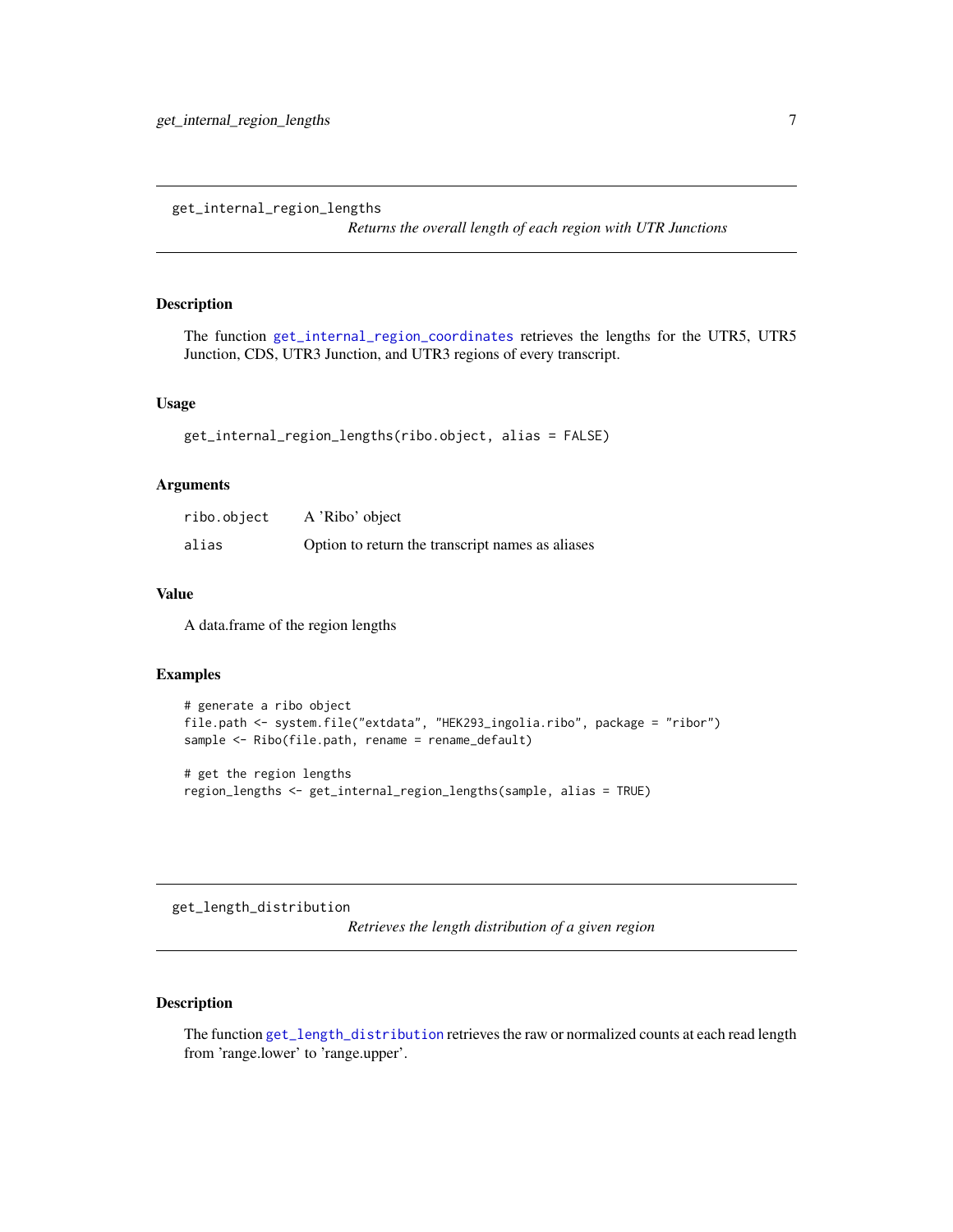## get_internal_region_lengths

*Returns the overall length of each region with UTR Junctions*

### Description

The function `get_internal_region_coordinates` retrieves the lengths for the UTR5, UTR5 Junction, CDS, UTR3 Junction, and UTR3 regions of every transcript.

### Usage

```
get_internal_region_lengths(ribo.object, alias = FALSE)
```

### Arguments

| | |
|---|---|
| ribo.object | A 'Ribo' object |
| alias | Option to return the transcript names as aliases |

### Value

A data.frame of the region lengths

### Examples

```
# generate a ribo object
file.path <- system.file("extdata", "HEK293_ingolia.ribo", package = "ribor")
sample <- Ribo(file.path, rename = rename_default)

# get the region lengths
region_lengths <- get_internal_region_lengths(sample, alias = TRUE)
```

## get_length_distribution

*Retrieves the length distribution of a given region*

### Description

The function `get_length_distribution` retrieves the raw or normalized counts at each read length from 'range.lower' to 'range.upper'.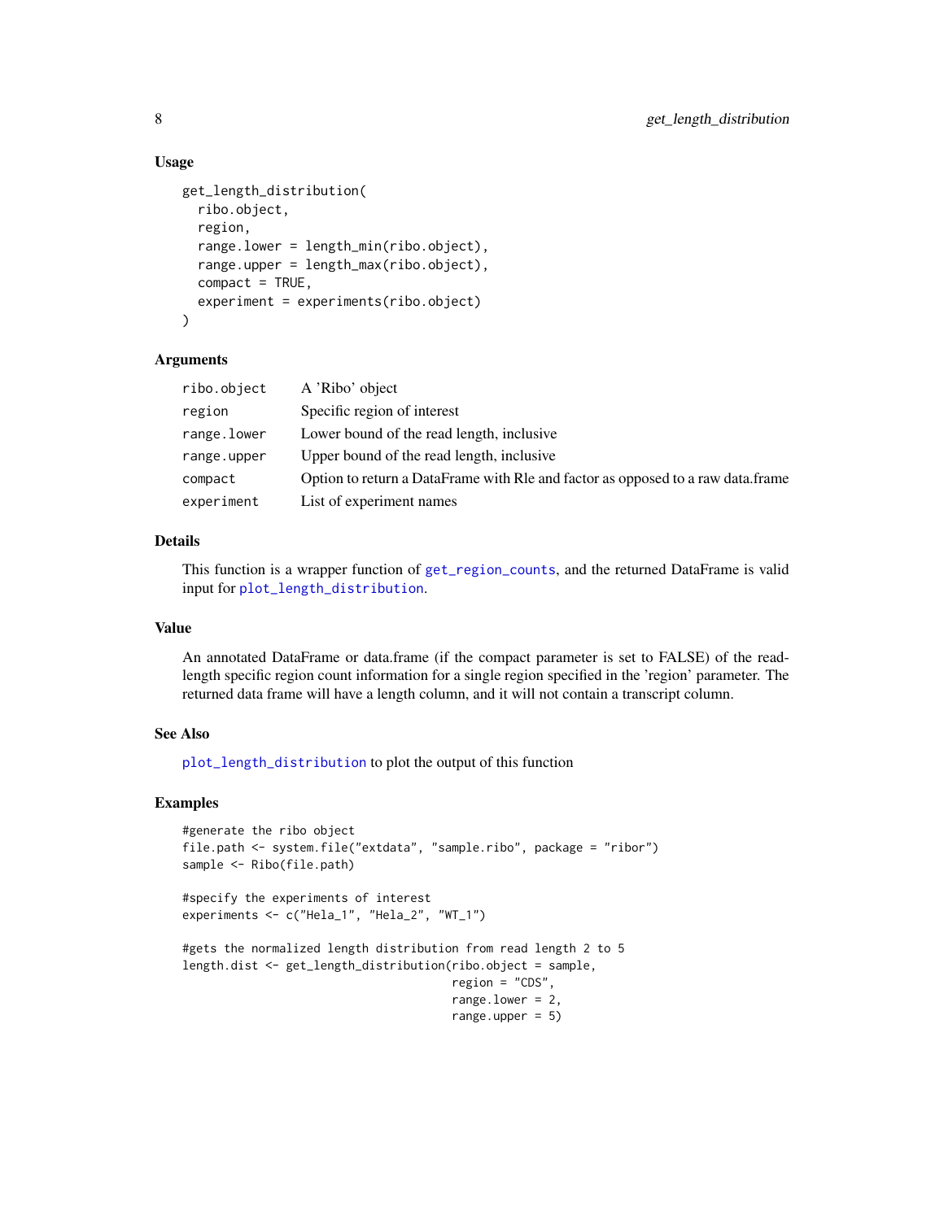### Usage

```
get_length_distribution(
  ribo.object,
  region,
  range.lower = length_min(ribo.object),
  range.upper = length_max(ribo.object),
  compact = TRUE,
  experiment = experiments(ribo.object)
)
```

### Arguments

| | |
|---|---|
| ribo.object | A 'Ribo' object |
| region | Specific region of interest |
| range.lower | Lower bound of the read length, inclusive |
| range.upper | Upper bound of the read length, inclusive |
| compact | Option to return a DataFrame with Rle and factor as opposed to a raw data.frame |
| experiment | List of experiment names |

### Details

This function is a wrapper function of get_region_counts, and the returned DataFrame is valid input for plot_length_distribution.

### Value

An annotated DataFrame or data.frame (if the compact parameter is set to FALSE) of the read-length specific region count information for a single region specified in the 'region' parameter. The returned data frame will have a length column, and it will not contain a transcript column.

### See Also

plot_length_distribution to plot the output of this function

### Examples

```
#generate the ribo object
file.path <- system.file("extdata", "sample.ribo", package = "ribor")
sample <- Ribo(file.path)

#specify the experiments of interest
experiments <- c("Hela_1", "Hela_2", "WT_1")

#gets the normalized length distribution from read length 2 to 5
length.dist <- get_length_distribution(ribo.object = sample,
                                       region = "CDS",
                                       range.lower = 2,
                                       range.upper = 5)
```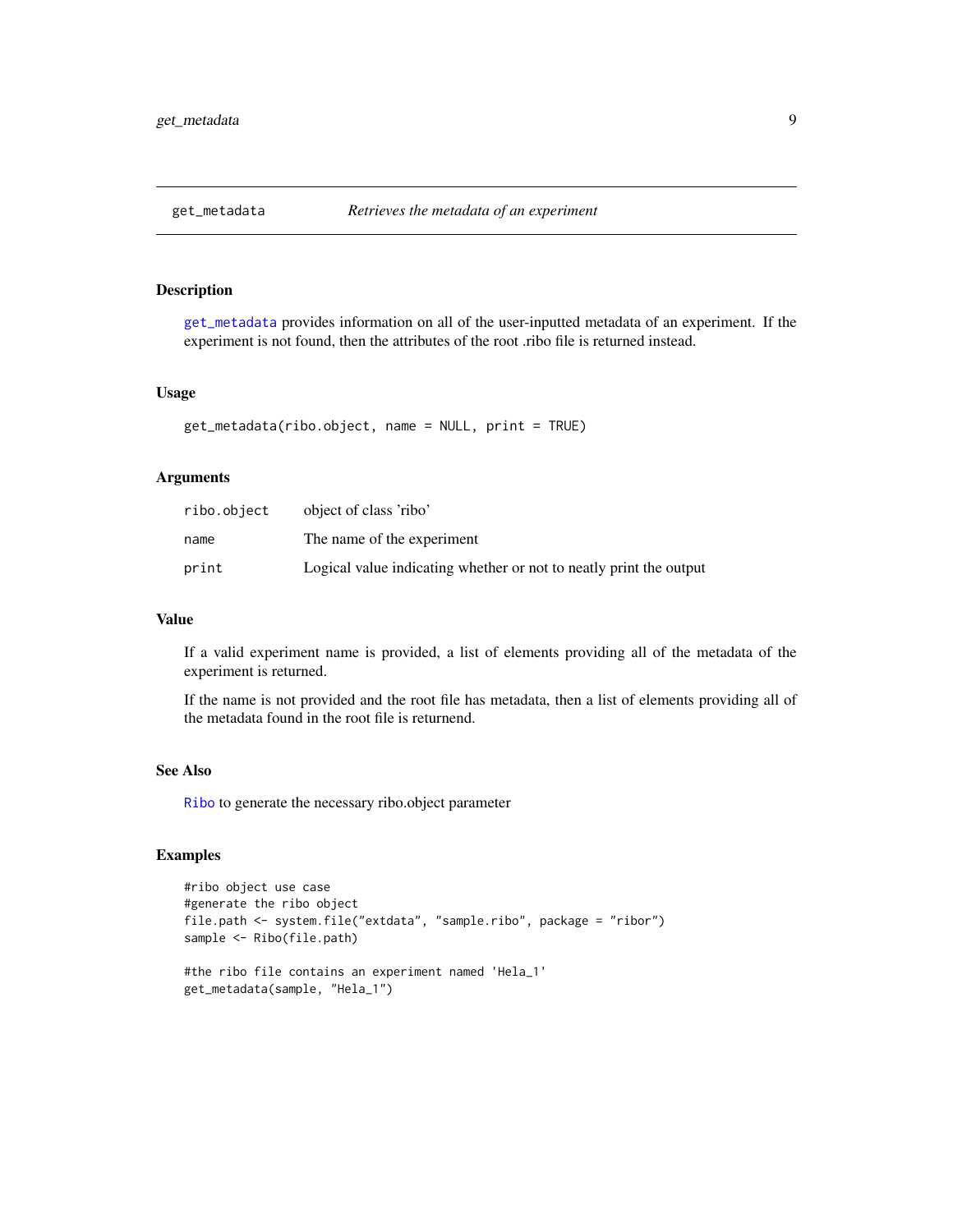## get_metadata — *Retrieves the metadata of an experiment*

### Description

get_metadata provides information on all of the user-inputted metadata of an experiment. If the experiment is not found, then the attributes of the root .ribo file is returned instead.

### Usage

```
get_metadata(ribo.object, name = NULL, print = TRUE)
```

### Arguments

| | |
|---|---|
| ribo.object | object of class 'ribo' |
| name | The name of the experiment |
| print | Logical value indicating whether or not to neatly print the output |

### Value

If a valid experiment name is provided, a list of elements providing all of the metadata of the experiment is returned.

If the name is not provided and the root file has metadata, then a list of elements providing all of the metadata found in the root file is returnend.

### See Also

Ribo to generate the necessary ribo.object parameter

### Examples

```
#ribo object use case
#generate the ribo object
file.path <- system.file("extdata", "sample.ribo", package = "ribor")
sample <- Ribo(file.path)

#the ribo file contains an experiment named 'Hela_1'
get_metadata(sample, "Hela_1")
```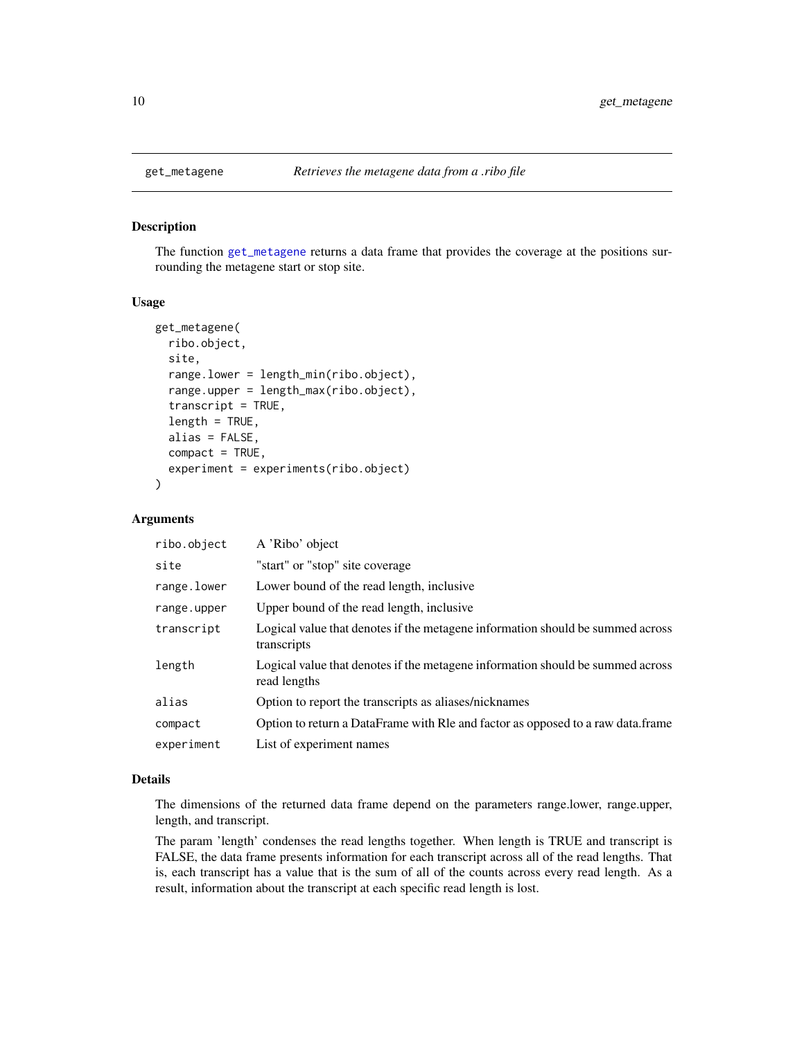## get_metagene — *Retrieves the metagene data from a .ribo file*

### Description

The function `get_metagene` returns a data frame that provides the coverage at the positions surrounding the metagene start or stop site.

### Usage

```
get_metagene(
  ribo.object,
  site,
  range.lower = length_min(ribo.object),
  range.upper = length_max(ribo.object),
  transcript = TRUE,
  length = TRUE,
  alias = FALSE,
  compact = TRUE,
  experiment = experiments(ribo.object)
)
```

### Arguments

| Argument | Description |
| --- | --- |
| `ribo.object` | A 'Ribo' object |
| `site` | "start" or "stop" site coverage |
| `range.lower` | Lower bound of the read length, inclusive |
| `range.upper` | Upper bound of the read length, inclusive |
| `transcript` | Logical value that denotes if the metagene information should be summed across transcripts |
| `length` | Logical value that denotes if the metagene information should be summed across read lengths |
| `alias` | Option to report the transcripts as aliases/nicknames |
| `compact` | Option to return a DataFrame with Rle and factor as opposed to a raw data.frame |
| `experiment` | List of experiment names |

### Details

The dimensions of the returned data frame depend on the parameters range.lower, range.upper, length, and transcript.

The param 'length' condenses the read lengths together. When length is TRUE and transcript is FALSE, the data frame presents information for each transcript across all of the read lengths. That is, each transcript has a value that is the sum of all of the counts across every read length. As a result, information about the transcript at each specific read length is lost.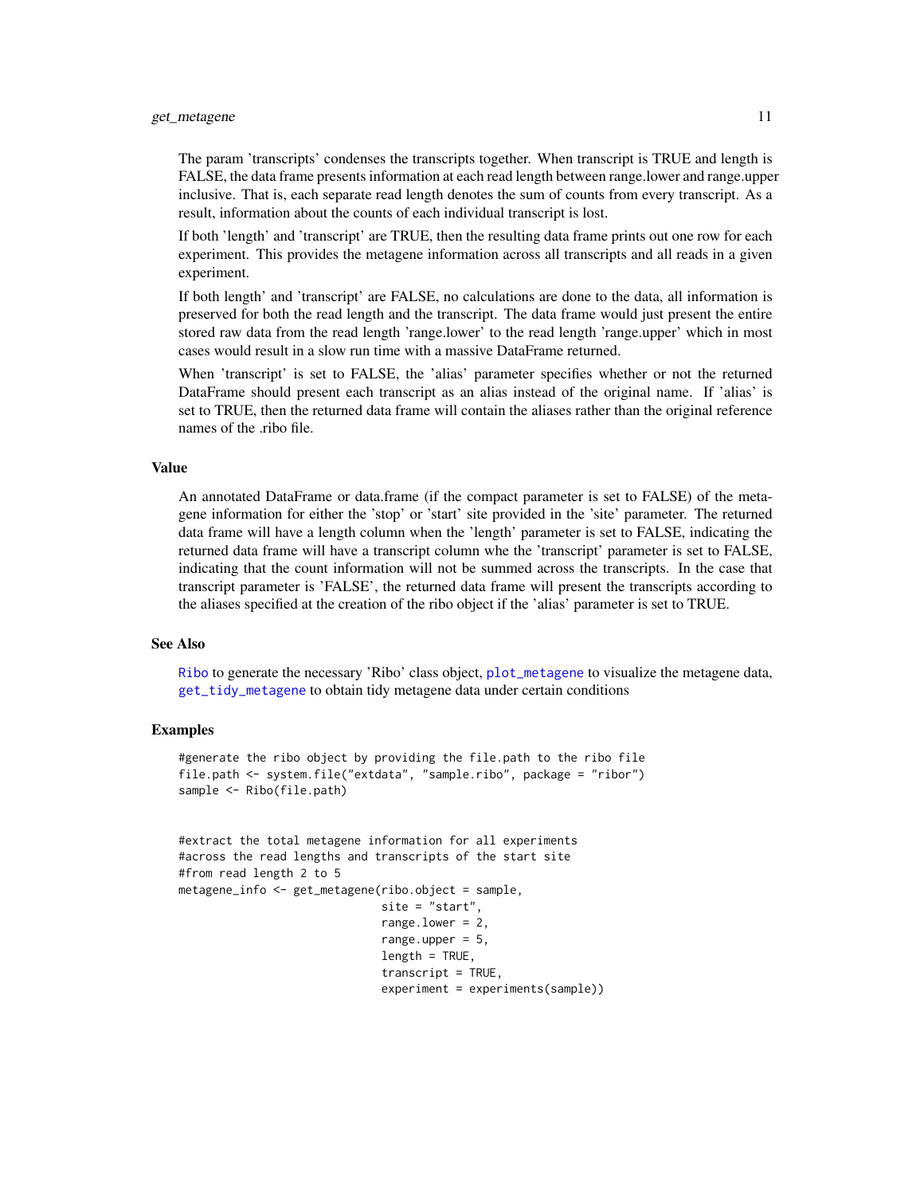The param 'transcripts' condenses the transcripts together. When transcript is TRUE and length is FALSE, the data frame presents information at each read length between range.lower and range.upper inclusive. That is, each separate read length denotes the sum of counts from every transcript. As a result, information about the counts of each individual transcript is lost.

If both 'length' and 'transcript' are TRUE, then the resulting data frame prints out one row for each experiment. This provides the metagene information across all transcripts and all reads in a given experiment.

If both length' and 'transcript' are FALSE, no calculations are done to the data, all information is preserved for both the read length and the transcript. The data frame would just present the entire stored raw data from the read length 'range.lower' to the read length 'range.upper' which in most cases would result in a slow run time with a massive DataFrame returned.

When 'transcript' is set to FALSE, the 'alias' parameter specifies whether or not the returned DataFrame should present each transcript as an alias instead of the original name. If 'alias' is set to TRUE, then the returned data frame will contain the aliases rather than the original reference names of the .ribo file.

### Value

An annotated DataFrame or data.frame (if the compact parameter is set to FALSE) of the metagene information for either the 'stop' or 'start' site provided in the 'site' parameter. The returned data frame will have a length column when the 'length' parameter is set to FALSE, indicating the returned data frame will have a transcript column whe the 'transcript' parameter is set to FALSE, indicating that the count information will not be summed across the transcripts. In the case that transcript parameter is 'FALSE', the returned data frame will present the transcripts according to the aliases specified at the creation of the ribo object if the 'alias' parameter is set to TRUE.

### See Also

Ribo to generate the necessary 'Ribo' class object, plot_metagene to visualize the metagene data, get_tidy_metagene to obtain tidy metagene data under certain conditions

### Examples

```
#generate the ribo object by providing the file.path to the ribo file
file.path <- system.file("extdata", "sample.ribo", package = "ribor")
sample <- Ribo(file.path)


#extract the total metagene information for all experiments
#across the read lengths and transcripts of the start site
#from read length 2 to 5
metagene_info <- get_metagene(ribo.object = sample,
                              site = "start",
                              range.lower = 2,
                              range.upper = 5,
                              length = TRUE,
                              transcript = TRUE,
                              experiment = experiments(sample))
```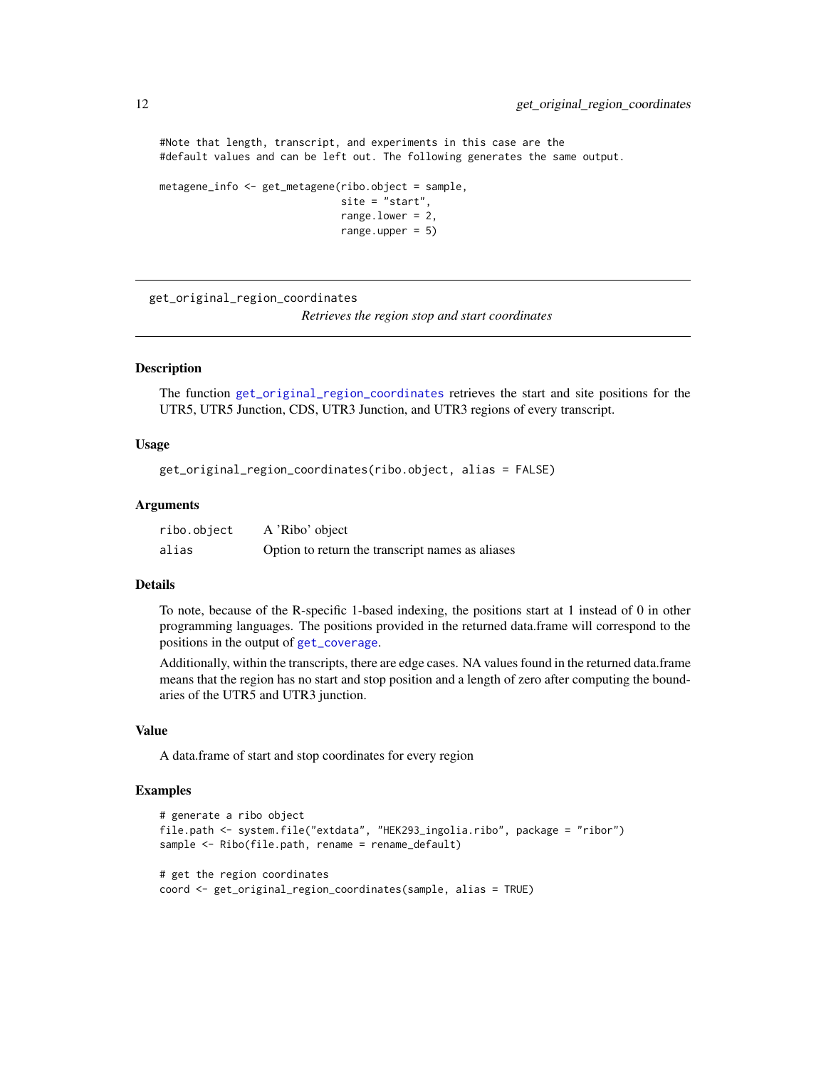```
#Note that length, transcript, and experiments in this case are the
#default values and can be left out. The following generates the same output.

metagene_info <- get_metagene(ribo.object = sample,
                              site = "start",
                              range.lower = 2,
                              range.upper = 5)
```

---

## get_original_region_coordinates

*Retrieves the region stop and start coordinates*

---

### Description

The function get_original_region_coordinates retrieves the start and site positions for the UTR5, UTR5 Junction, CDS, UTR3 Junction, and UTR3 regions of every transcript.

### Usage

```
get_original_region_coordinates(ribo.object, alias = FALSE)
```

### Arguments

| | |
|---|---|
| ribo.object | A 'Ribo' object |
| alias | Option to return the transcript names as aliases |

### Details

To note, because of the R-specific 1-based indexing, the positions start at 1 instead of 0 in other programming languages. The positions provided in the returned data.frame will correspond to the positions in the output of get_coverage.

Additionally, within the transcripts, there are edge cases. NA values found in the returned data.frame means that the region has no start and stop position and a length of zero after computing the boundaries of the UTR5 and UTR3 junction.

### Value

A data.frame of start and stop coordinates for every region

### Examples

```
# generate a ribo object
file.path <- system.file("extdata", "HEK293_ingolia.ribo", package = "ribor")
sample <- Ribo(file.path, rename = rename_default)

# get the region coordinates
coord <- get_original_region_coordinates(sample, alias = TRUE)
```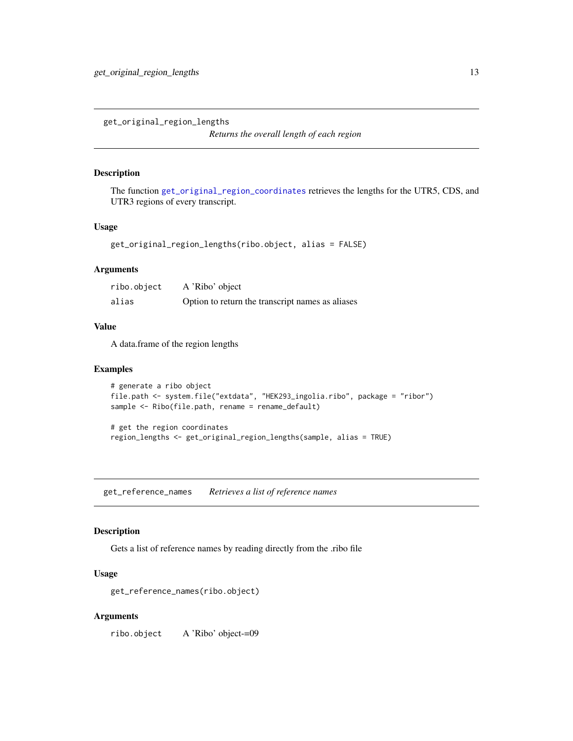## get_original_region_lengths

*Returns the overall length of each region*

### Description

The function get_original_region_coordinates retrieves the lengths for the UTR5, CDS, and UTR3 regions of every transcript.

### Usage

```
get_original_region_lengths(ribo.object, alias = FALSE)
```

### Arguments

| | |
|---|---|
| ribo.object | A 'Ribo' object |
| alias | Option to return the transcript names as aliases |

### Value

A data.frame of the region lengths

### Examples

```
# generate a ribo object
file.path <- system.file("extdata", "HEK293_ingolia.ribo", package = "ribor")
sample <- Ribo(file.path, rename = rename_default)

# get the region coordinates
region_lengths <- get_original_region_lengths(sample, alias = TRUE)
```

## get_reference_names

*Retrieves a list of reference names*

### Description

Gets a list of reference names by reading directly from the .ribo file

### Usage

```
get_reference_names(ribo.object)
```

### Arguments

| | |
|---|---|
| ribo.object | A 'Ribo' object-=09 |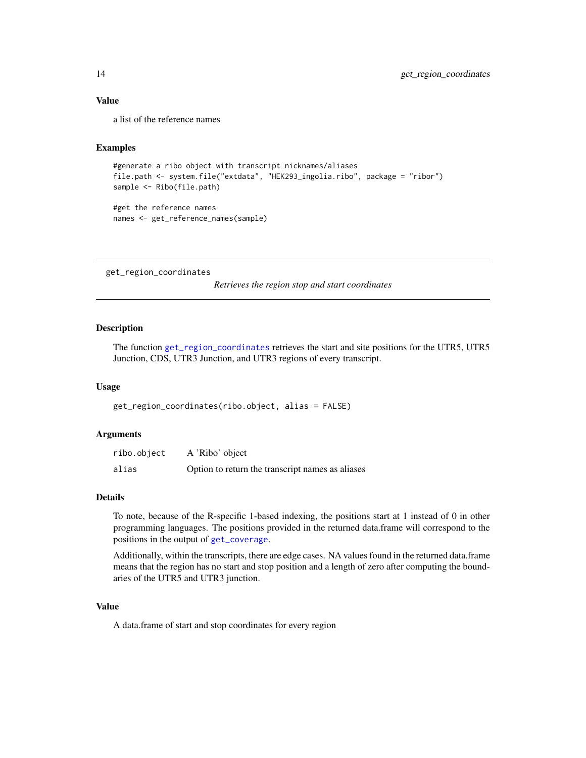## Value

a list of the reference names

## Examples

```
#generate a ribo object with transcript nicknames/aliases
file.path <- system.file("extdata", "HEK293_ingolia.ribo", package = "ribor")
sample <- Ribo(file.path)

#get the reference names
names <- get_reference_names(sample)
```

---

# get_region_coordinates

*Retrieves the region stop and start coordinates*

---

## Description

The function get_region_coordinates retrieves the start and site positions for the UTR5, UTR5 Junction, CDS, UTR3 Junction, and UTR3 regions of every transcript.

## Usage

```
get_region_coordinates(ribo.object, alias = FALSE)
```

## Arguments

| | |
|---|---|
| ribo.object | A 'Ribo' object |
| alias | Option to return the transcript names as aliases |

## Details

To note, because of the R-specific 1-based indexing, the positions start at 1 instead of 0 in other programming languages. The positions provided in the returned data.frame will correspond to the positions in the output of get_coverage.

Additionally, within the transcripts, there are edge cases. NA values found in the returned data.frame means that the region has no start and stop position and a length of zero after computing the boundaries of the UTR5 and UTR3 junction.

## Value

A data.frame of start and stop coordinates for every region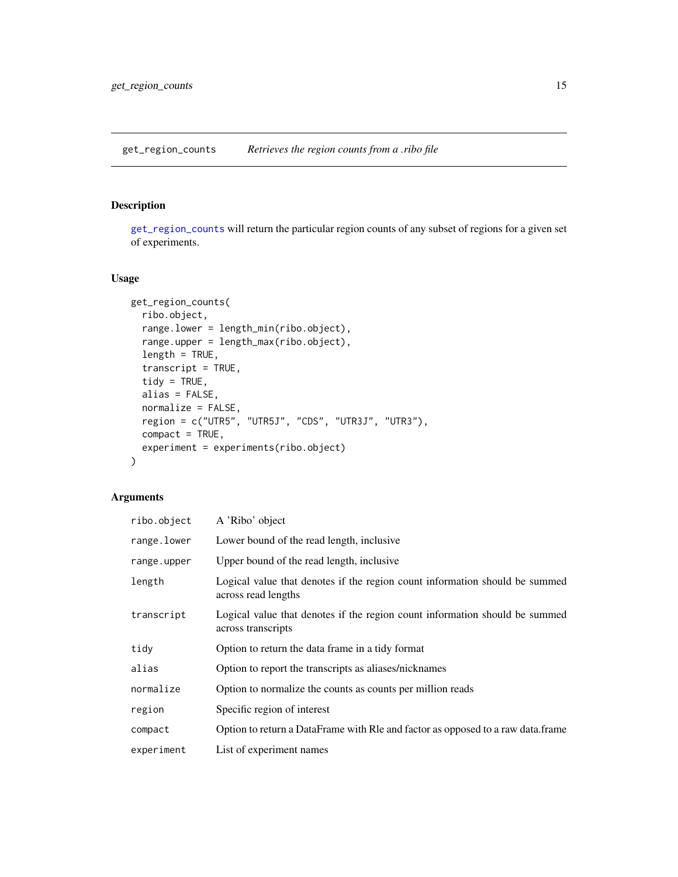## get_region_counts — *Retrieves the region counts from a .ribo file*

### Description

`get_region_counts` will return the particular region counts of any subset of regions for a given set of experiments.

### Usage

```
get_region_counts(
  ribo.object,
  range.lower = length_min(ribo.object),
  range.upper = length_max(ribo.object),
  length = TRUE,
  transcript = TRUE,
  tidy = TRUE,
  alias = FALSE,
  normalize = FALSE,
  region = c("UTR5", "UTR5J", "CDS", "UTR3J", "UTR3"),
  compact = TRUE,
  experiment = experiments(ribo.object)
)
```

### Arguments

| Argument | Description |
|---|---|
| `ribo.object` | A 'Ribo' object |
| `range.lower` | Lower bound of the read length, inclusive |
| `range.upper` | Upper bound of the read length, inclusive |
| `length` | Logical value that denotes if the region count information should be summed across read lengths |
| `transcript` | Logical value that denotes if the region count information should be summed across transcripts |
| `tidy` | Option to return the data frame in a tidy format |
| `alias` | Option to report the transcripts as aliases/nicknames |
| `normalize` | Option to normalize the counts as counts per million reads |
| `region` | Specific region of interest |
| `compact` | Option to return a DataFrame with Rle and factor as opposed to a raw data.frame |
| `experiment` | List of experiment names |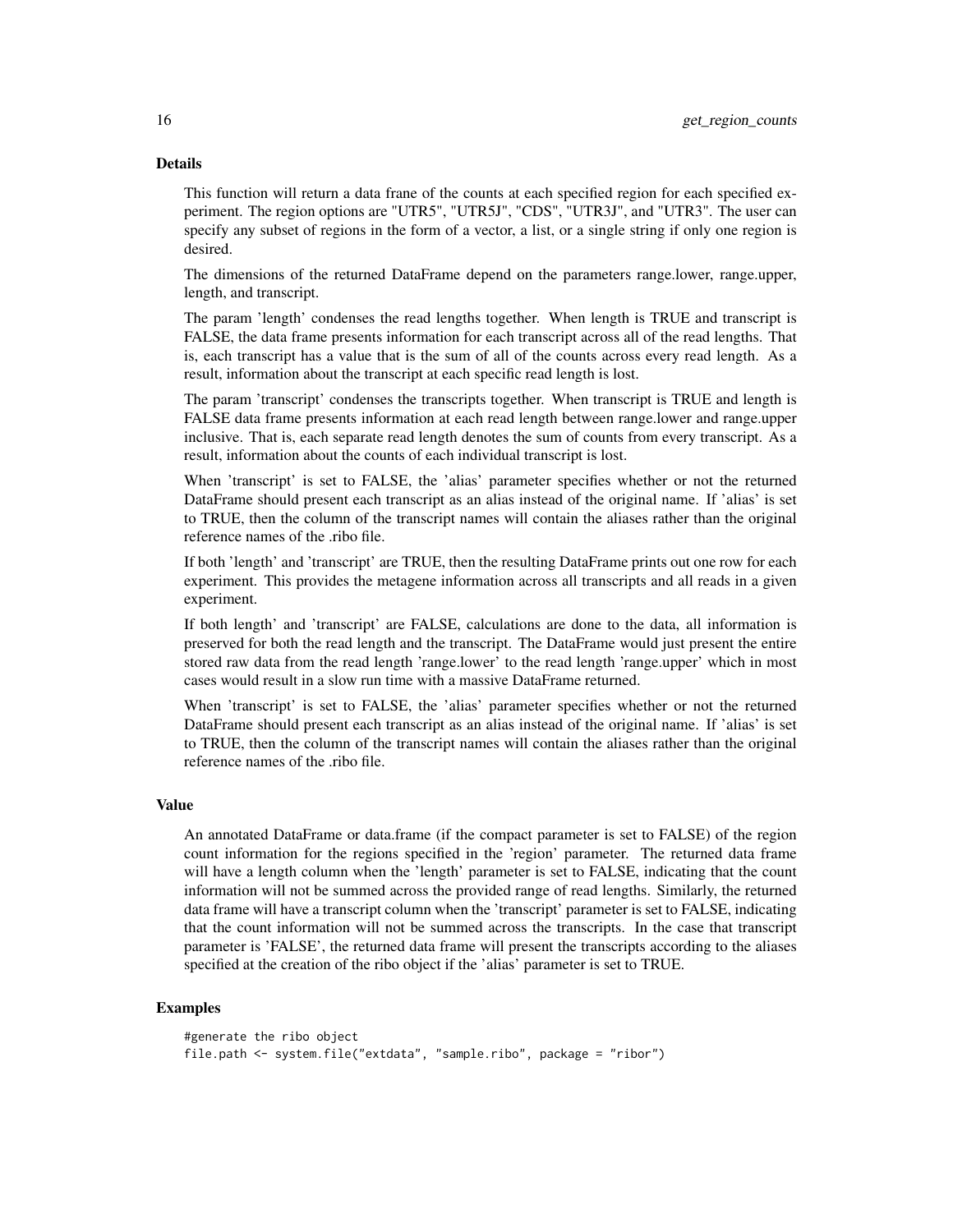### Details

This function will return a data frane of the counts at each specified region for each specified experiment. The region options are "UTR5", "UTR5J", "CDS", "UTR3J", and "UTR3". The user can specify any subset of regions in the form of a vector, a list, or a single string if only one region is desired.

The dimensions of the returned DataFrame depend on the parameters range.lower, range.upper, length, and transcript.

The param 'length' condenses the read lengths together. When length is TRUE and transcript is FALSE, the data frame presents information for each transcript across all of the read lengths. That is, each transcript has a value that is the sum of all of the counts across every read length. As a result, information about the transcript at each specific read length is lost.

The param 'transcript' condenses the transcripts together. When transcript is TRUE and length is FALSE data frame presents information at each read length between range.lower and range.upper inclusive. That is, each separate read length denotes the sum of counts from every transcript. As a result, information about the counts of each individual transcript is lost.

When 'transcript' is set to FALSE, the 'alias' parameter specifies whether or not the returned DataFrame should present each transcript as an alias instead of the original name. If 'alias' is set to TRUE, then the column of the transcript names will contain the aliases rather than the original reference names of the .ribo file.

If both 'length' and 'transcript' are TRUE, then the resulting DataFrame prints out one row for each experiment. This provides the metagene information across all transcripts and all reads in a given experiment.

If both length' and 'transcript' are FALSE, calculations are done to the data, all information is preserved for both the read length and the transcript. The DataFrame would just present the entire stored raw data from the read length 'range.lower' to the read length 'range.upper' which in most cases would result in a slow run time with a massive DataFrame returned.

When 'transcript' is set to FALSE, the 'alias' parameter specifies whether or not the returned DataFrame should present each transcript as an alias instead of the original name. If 'alias' is set to TRUE, then the column of the transcript names will contain the aliases rather than the original reference names of the .ribo file.

### Value

An annotated DataFrame or data.frame (if the compact parameter is set to FALSE) of the region count information for the regions specified in the 'region' parameter. The returned data frame will have a length column when the 'length' parameter is set to FALSE, indicating that the count information will not be summed across the provided range of read lengths. Similarly, the returned data frame will have a transcript column when the 'transcript' parameter is set to FALSE, indicating that the count information will not be summed across the transcripts. In the case that transcript parameter is 'FALSE', the returned data frame will present the transcripts according to the aliases specified at the creation of the ribo object if the 'alias' parameter is set to TRUE.

### Examples

```
#generate the ribo object
file.path <- system.file("extdata", "sample.ribo", package = "ribor")
```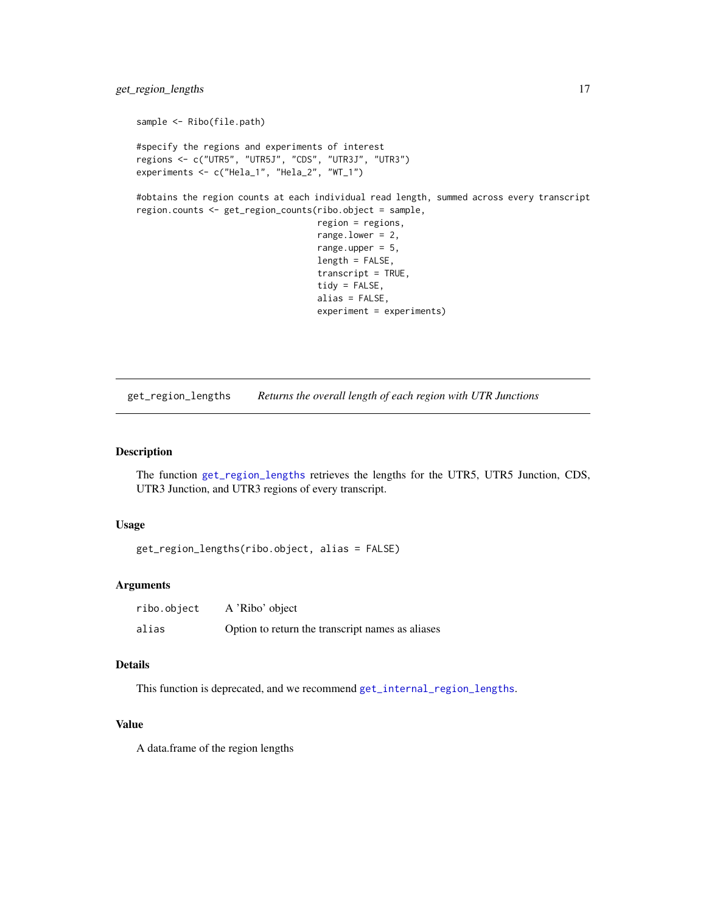```
sample <- Ribo(file.path)

#specify the regions and experiments of interest
regions <- c("UTR5", "UTR5J", "CDS", "UTR3J", "UTR3")
experiments <- c("Hela_1", "Hela_2", "WT_1")

#obtains the region counts at each individual read length, summed across every transcript
region.counts <- get_region_counts(ribo.object = sample,
                                   region = regions,
                                   range.lower = 2,
                                   range.upper = 5,
                                   length = FALSE,
                                   transcript = TRUE,
                                   tidy = FALSE,
                                   alias = FALSE,
                                   experiment = experiments)
```

## get_region_lengths — *Returns the overall length of each region with UTR Junctions*

### Description

The function get_region_lengths retrieves the lengths for the UTR5, UTR5 Junction, CDS, UTR3 Junction, and UTR3 regions of every transcript.

### Usage

```
get_region_lengths(ribo.object, alias = FALSE)
```

### Arguments

| | |
|---|---|
| ribo.object | A 'Ribo' object |
| alias | Option to return the transcript names as aliases |

### Details

This function is deprecated, and we recommend get_internal_region_lengths.

### Value

A data.frame of the region lengths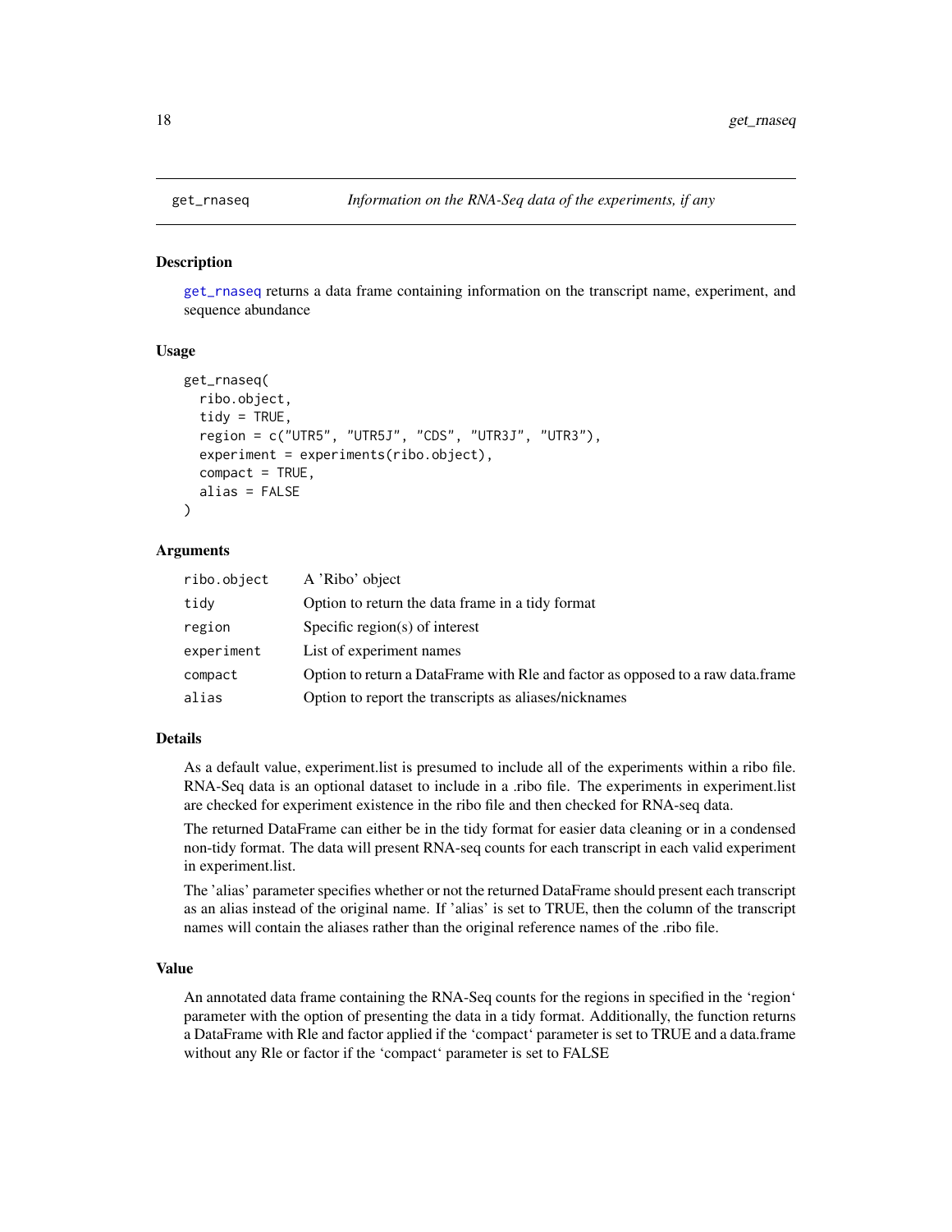## get_rnaseq *Information on the RNA-Seq data of the experiments, if any*

### Description

get_rnaseq returns a data frame containing information on the transcript name, experiment, and sequence abundance

### Usage

```
get_rnaseq(
  ribo.object,
  tidy = TRUE,
  region = c("UTR5", "UTR5J", "CDS", "UTR3J", "UTR3"),
  experiment = experiments(ribo.object),
  compact = TRUE,
  alias = FALSE
)
```

### Arguments

| | |
|---|---|
| ribo.object | A 'Ribo' object |
| tidy | Option to return the data frame in a tidy format |
| region | Specific region(s) of interest |
| experiment | List of experiment names |
| compact | Option to return a DataFrame with Rle and factor as opposed to a raw data.frame |
| alias | Option to report the transcripts as aliases/nicknames |

### Details

As a default value, experiment.list is presumed to include all of the experiments within a ribo file. RNA-Seq data is an optional dataset to include in a .ribo file. The experiments in experiment.list are checked for experiment existence in the ribo file and then checked for RNA-seq data.

The returned DataFrame can either be in the tidy format for easier data cleaning or in a condensed non-tidy format. The data will present RNA-seq counts for each transcript in each valid experiment in experiment.list.

The 'alias' parameter specifies whether or not the returned DataFrame should present each transcript as an alias instead of the original name. If 'alias' is set to TRUE, then the column of the transcript names will contain the aliases rather than the original reference names of the .ribo file.

### Value

An annotated data frame containing the RNA-Seq counts for the regions in specified in the 'region' parameter with the option of presenting the data in a tidy format. Additionally, the function returns a DataFrame with Rle and factor applied if the 'compact' parameter is set to TRUE and a data.frame without any Rle or factor if the 'compact' parameter is set to FALSE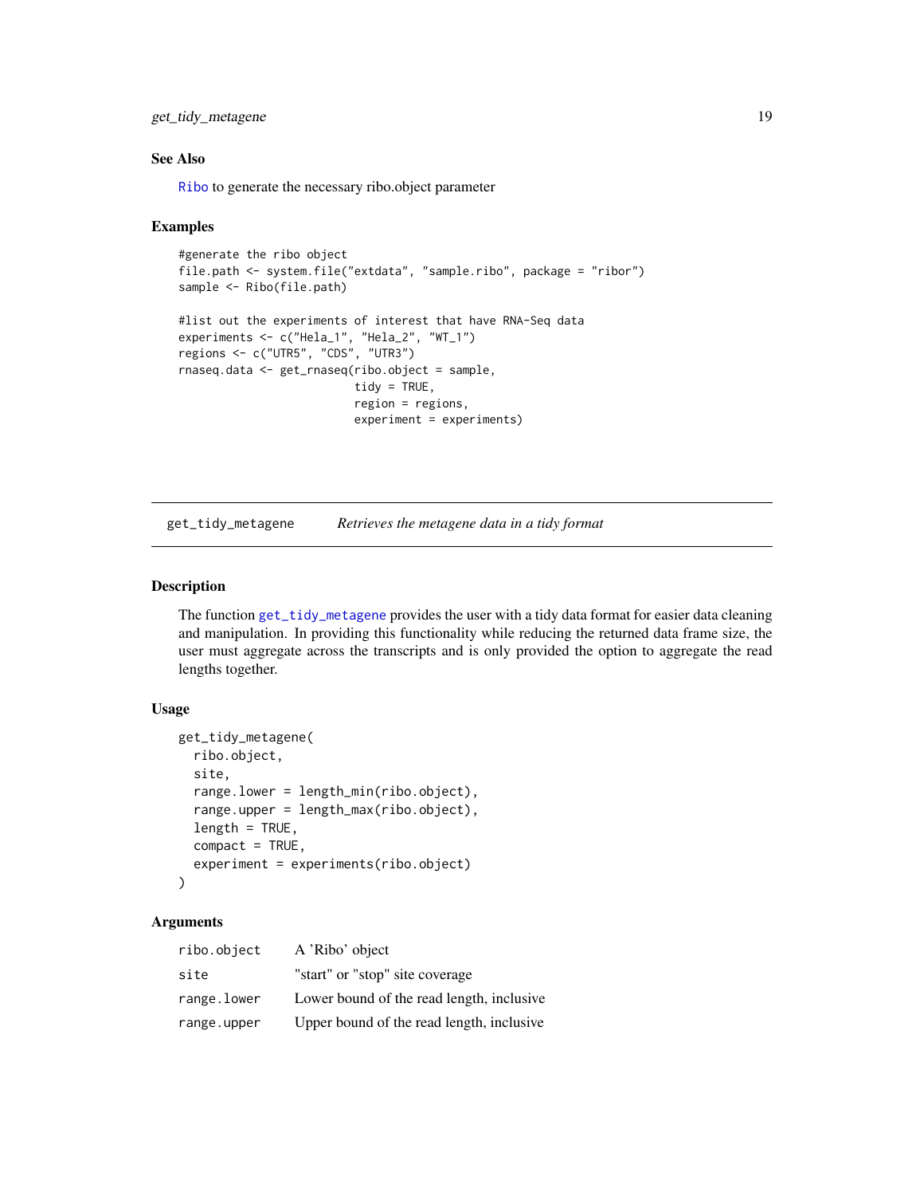### See Also

Ribo to generate the necessary ribo.object parameter

### Examples

```
#generate the ribo object
file.path <- system.file("extdata", "sample.ribo", package = "ribor")
sample <- Ribo(file.path)

#list out the experiments of interest that have RNA-Seq data
experiments <- c("Hela_1", "Hela_2", "WT_1")
regions <- c("UTR5", "CDS", "UTR3")
rnaseq.data <- get_rnaseq(ribo.object = sample,
                          tidy = TRUE,
                          region = regions,
                          experiment = experiments)
```

---

## get_tidy_metagene — *Retrieves the metagene data in a tidy format*

### Description

The function get_tidy_metagene provides the user with a tidy data format for easier data cleaning and manipulation. In providing this functionality while reducing the returned data frame size, the user must aggregate across the transcripts and is only provided the option to aggregate the read lengths together.

### Usage

```
get_tidy_metagene(
  ribo.object,
  site,
  range.lower = length_min(ribo.object),
  range.upper = length_max(ribo.object),
  length = TRUE,
  compact = TRUE,
  experiment = experiments(ribo.object)
)
```

### Arguments

| | |
|---|---|
| ribo.object | A 'Ribo' object |
| site | "start" or "stop" site coverage |
| range.lower | Lower bound of the read length, inclusive |
| range.upper | Upper bound of the read length, inclusive |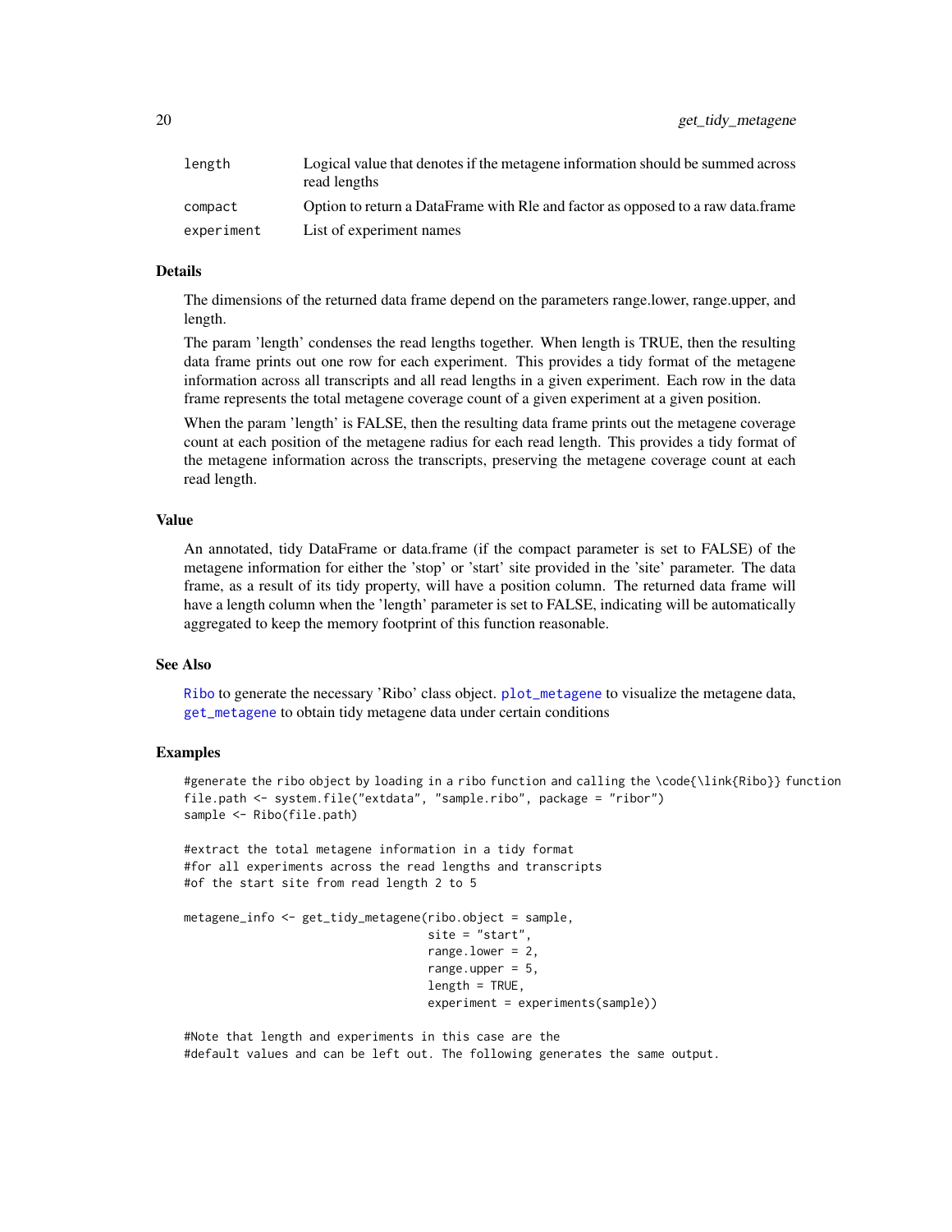| | |
|---|---|
| `length` | Logical value that denotes if the metagene information should be summed across read lengths |
| `compact` | Option to return a DataFrame with Rle and factor as opposed to a raw data.frame |
| `experiment` | List of experiment names |

## Details

The dimensions of the returned data frame depend on the parameters range.lower, range.upper, and length.

The param 'length' condenses the read lengths together. When length is TRUE, then the resulting data frame prints out one row for each experiment. This provides a tidy format of the metagene information across all transcripts and all read lengths in a given experiment. Each row in the data frame represents the total metagene coverage count of a given experiment at a given position.

When the param 'length' is FALSE, then the resulting data frame prints out the metagene coverage count at each position of the metagene radius for each read length. This provides a tidy format of the metagene information across the transcripts, preserving the metagene coverage count at each read length.

## Value

An annotated, tidy DataFrame or data.frame (if the compact parameter is set to FALSE) of the metagene information for either the 'stop' or 'start' site provided in the 'site' parameter. The data frame, as a result of its tidy property, will have a position column. The returned data frame will have a length column when the 'length' parameter is set to FALSE, indicating will be automatically aggregated to keep the memory footprint of this function reasonable.

## See Also

`Ribo` to generate the necessary 'Ribo' class object. `plot_metagene` to visualize the metagene data, `get_metagene` to obtain tidy metagene data under certain conditions

## Examples

```
#generate the ribo object by loading in a ribo function and calling the \code{\link{Ribo}} function
file.path <- system.file("extdata", "sample.ribo", package = "ribor")
sample <- Ribo(file.path)

#extract the total metagene information in a tidy format
#for all experiments across the read lengths and transcripts
#of the start site from read length 2 to 5

metagene_info <- get_tidy_metagene(ribo.object = sample,
                                   site = "start",
                                   range.lower = 2,
                                   range.upper = 5,
                                   length = TRUE,
                                   experiment = experiments(sample))

#Note that length and experiments in this case are the
#default values and can be left out. The following generates the same output.
```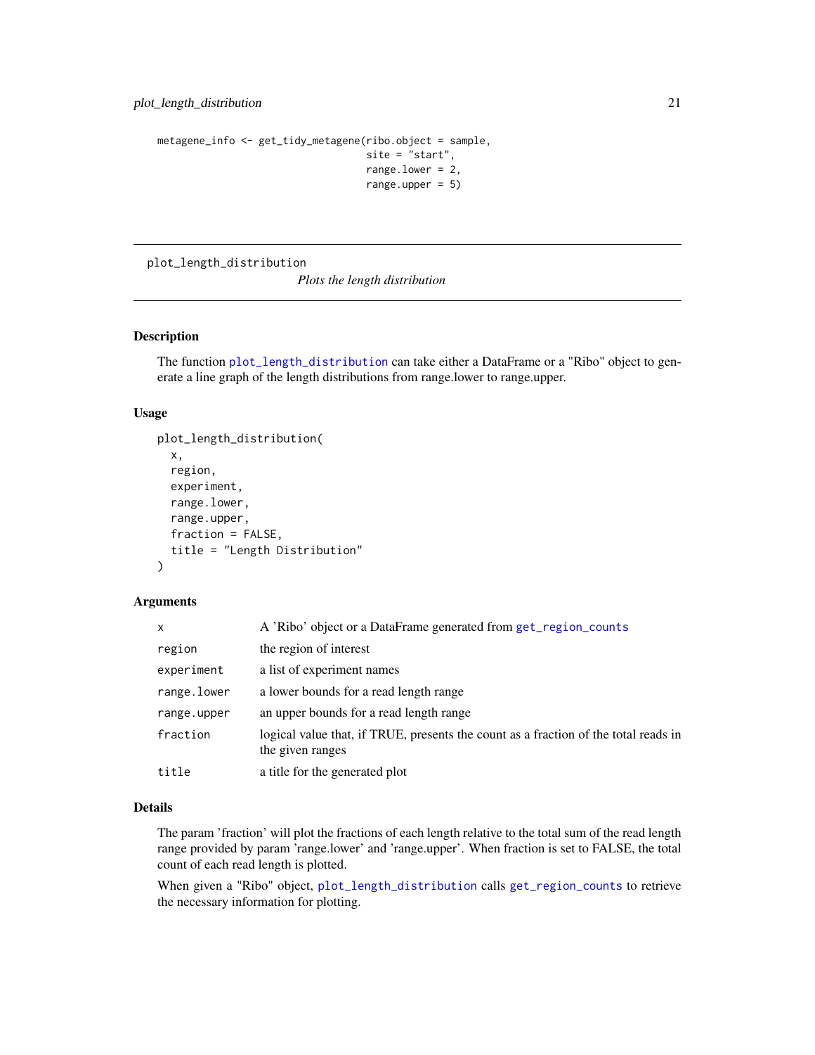```
metagene_info <- get_tidy_metagene(ribo.object = sample,
                                   site = "start",
                                   range.lower = 2,
                                   range.upper = 5)
```

## plot_length_distribution

*Plots the length distribution*

### Description

The function plot_length_distribution can take either a DataFrame or a "Ribo" object to generate a line graph of the length distributions from range.lower to range.upper.

### Usage

```
plot_length_distribution(
  x,
  region,
  experiment,
  range.lower,
  range.upper,
  fraction = FALSE,
  title = "Length Distribution"
)
```

### Arguments

| | |
|---|---|
| x | A 'Ribo' object or a DataFrame generated from get_region_counts |
| region | the region of interest |
| experiment | a list of experiment names |
| range.lower | a lower bounds for a read length range |
| range.upper | an upper bounds for a read length range |
| fraction | logical value that, if TRUE, presents the count as a fraction of the total reads in the given ranges |
| title | a title for the generated plot |

### Details

The param 'fraction' will plot the fractions of each length relative to the total sum of the read length range provided by param 'range.lower' and 'range.upper'. When fraction is set to FALSE, the total count of each read length is plotted.

When given a "Ribo" object, plot_length_distribution calls get_region_counts to retrieve the necessary information for plotting.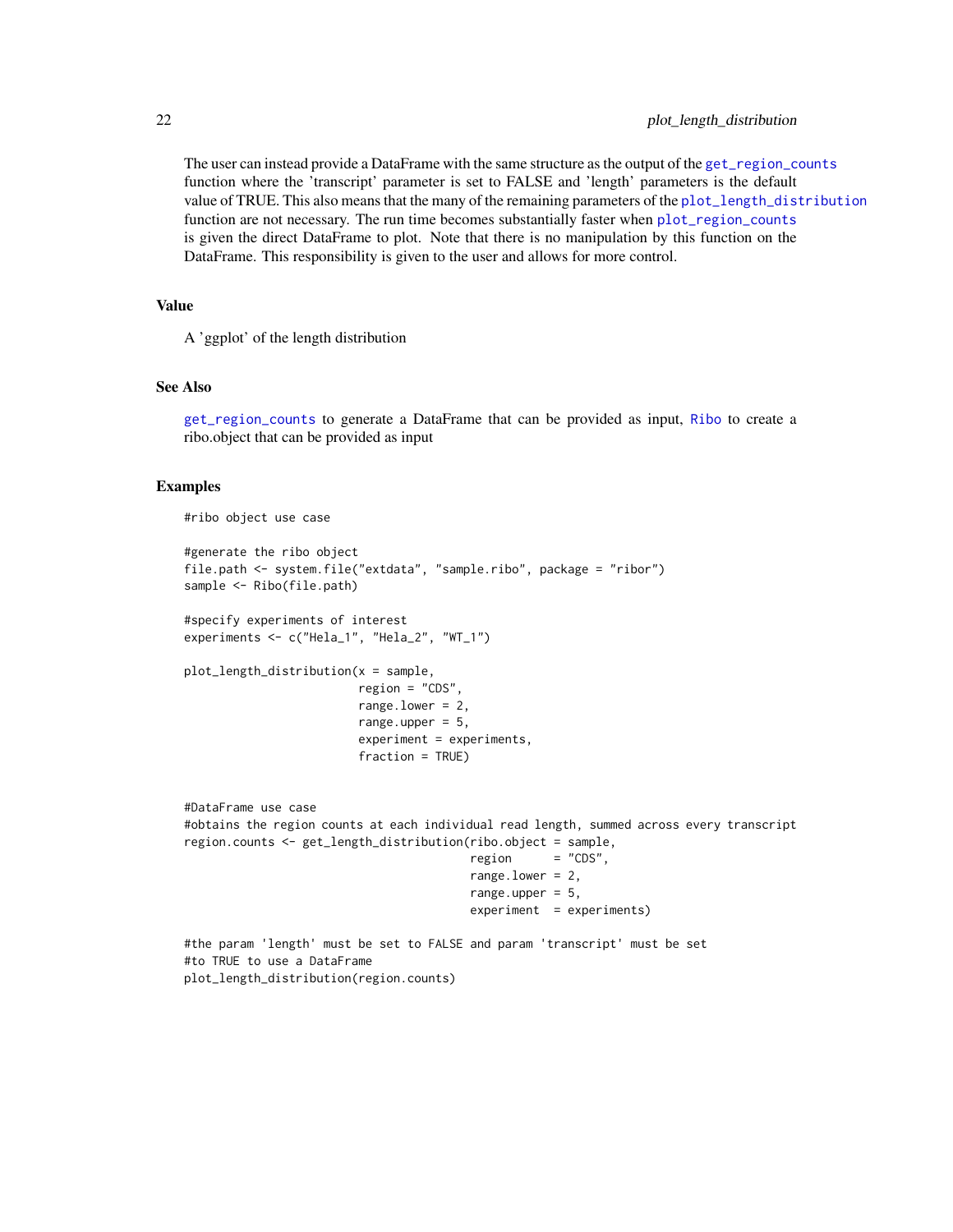The user can instead provide a DataFrame with the same structure as the output of the get_region_counts function where the 'transcript' parameter is set to FALSE and 'length' parameters is the default value of TRUE. This also means that the many of the remaining parameters of the plot_length_distribution function are not necessary. The run time becomes substantially faster when plot_region_counts is given the direct DataFrame to plot. Note that there is no manipulation by this function on the DataFrame. This responsibility is given to the user and allows for more control.

### Value

A 'ggplot' of the length distribution

### See Also

get_region_counts to generate a DataFrame that can be provided as input, Ribo to create a ribo.object that can be provided as input

### Examples

```
#ribo object use case

#generate the ribo object
file.path <- system.file("extdata", "sample.ribo", package = "ribor")
sample <- Ribo(file.path)

#specify experiments of interest
experiments <- c("Hela_1", "Hela_2", "WT_1")

plot_length_distribution(x = sample,
                         region = "CDS",
                         range.lower = 2,
                         range.upper = 5,
                         experiment = experiments,
                         fraction = TRUE)


#DataFrame use case
#obtains the region counts at each individual read length, summed across every transcript
region.counts <- get_length_distribution(ribo.object = sample,
                                         region      = "CDS",
                                         range.lower = 2,
                                         range.upper = 5,
                                         experiment  = experiments)

#the param 'length' must be set to FALSE and param 'transcript' must be set
#to TRUE to use a DataFrame
plot_length_distribution(region.counts)
```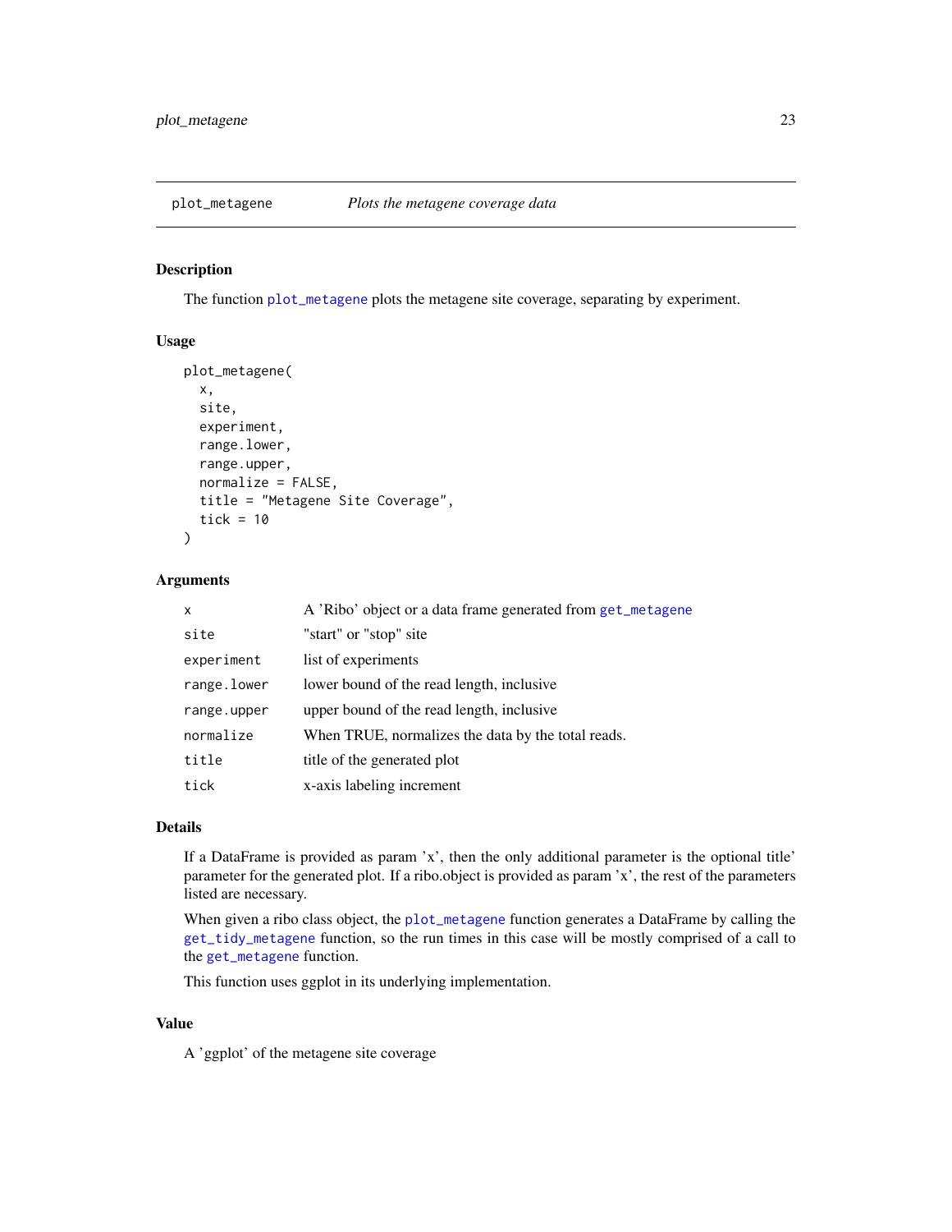## plot_metagene — *Plots the metagene coverage data*

### Description

The function `plot_metagene` plots the metagene site coverage, separating by experiment.

### Usage

```
plot_metagene(
  x,
  site,
  experiment,
  range.lower,
  range.upper,
  normalize = FALSE,
  title = "Metagene Site Coverage",
  tick = 10
)
```

### Arguments

| | |
|---|---|
| `x` | A 'Ribo' object or a data frame generated from `get_metagene` |
| `site` | "start" or "stop" site |
| `experiment` | list of experiments |
| `range.lower` | lower bound of the read length, inclusive |
| `range.upper` | upper bound of the read length, inclusive |
| `normalize` | When TRUE, normalizes the data by the total reads. |
| `title` | title of the generated plot |
| `tick` | x-axis labeling increment |

### Details

If a DataFrame is provided as param 'x', then the only additional parameter is the optional title' parameter for the generated plot. If a ribo.object is provided as param 'x', the rest of the parameters listed are necessary.

When given a ribo class object, the `plot_metagene` function generates a DataFrame by calling the `get_tidy_metagene` function, so the run times in this case will be mostly comprised of a call to the `get_metagene` function.

This function uses ggplot in its underlying implementation.

### Value

A 'ggplot' of the metagene site coverage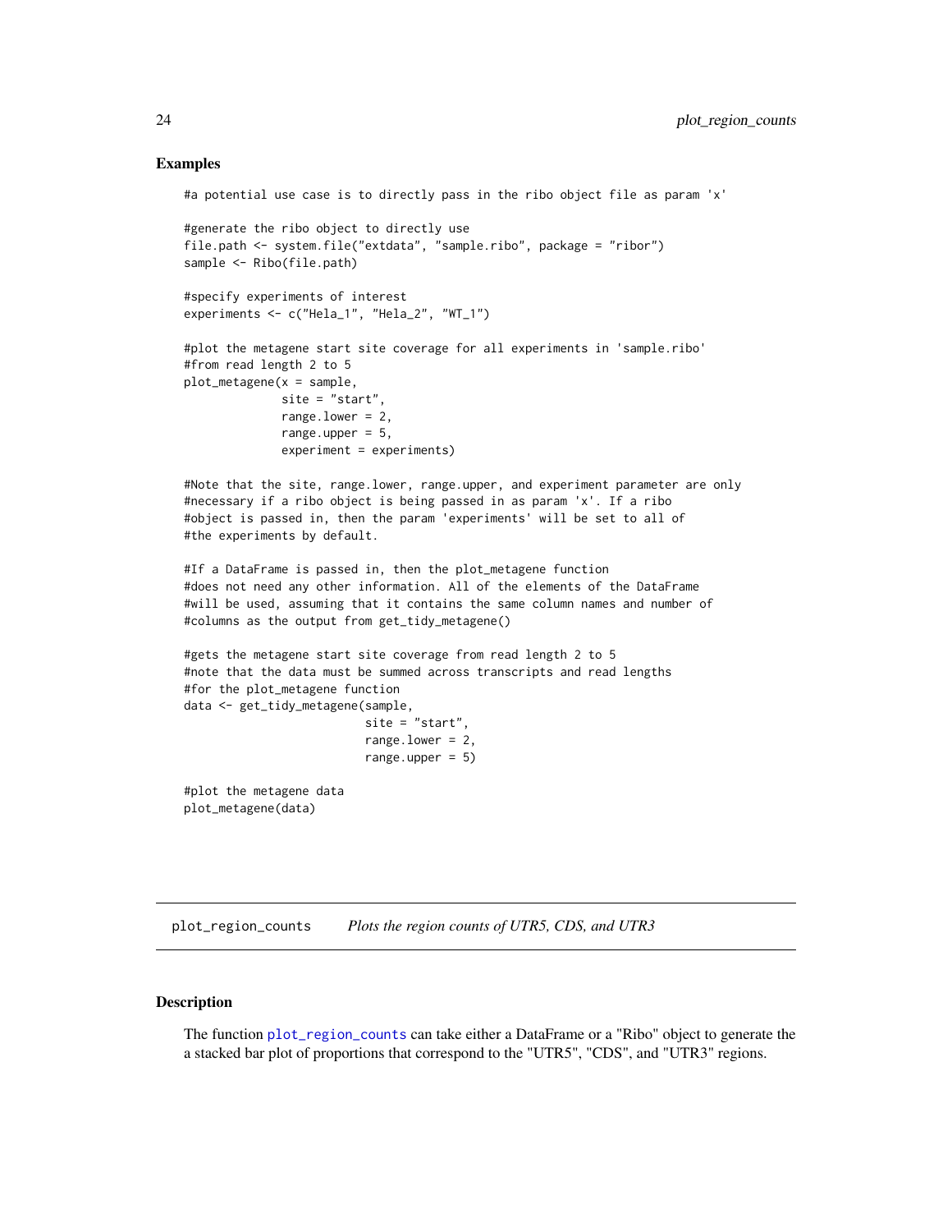## Examples

```
#a potential use case is to directly pass in the ribo object file as param 'x'

#generate the ribo object to directly use
file.path <- system.file("extdata", "sample.ribo", package = "ribor")
sample <- Ribo(file.path)

#specify experiments of interest
experiments <- c("Hela_1", "Hela_2", "WT_1")

#plot the metagene start site coverage for all experiments in 'sample.ribo'
#from read length 2 to 5
plot_metagene(x = sample,
              site = "start",
              range.lower = 2,
              range.upper = 5,
              experiment = experiments)

#Note that the site, range.lower, range.upper, and experiment parameter are only
#necessary if a ribo object is being passed in as param 'x'. If a ribo
#object is passed in, then the param 'experiments' will be set to all of
#the experiments by default.

#If a DataFrame is passed in, then the plot_metagene function
#does not need any other information. All of the elements of the DataFrame
#will be used, assuming that it contains the same column names and number of
#columns as the output from get_tidy_metagene()

#gets the metagene start site coverage from read length 2 to 5
#note that the data must be summed across transcripts and read lengths
#for the plot_metagene function
data <- get_tidy_metagene(sample,
                          site = "start",
                          range.lower = 2,
                          range.upper = 5)

#plot the metagene data
plot_metagene(data)
```

---

## plot_region_counts — *Plots the region counts of UTR5, CDS, and UTR3*

---

### Description

The function plot_region_counts can take either a DataFrame or a "Ribo" object to generate the a stacked bar plot of proportions that correspond to the "UTR5", "CDS", and "UTR3" regions.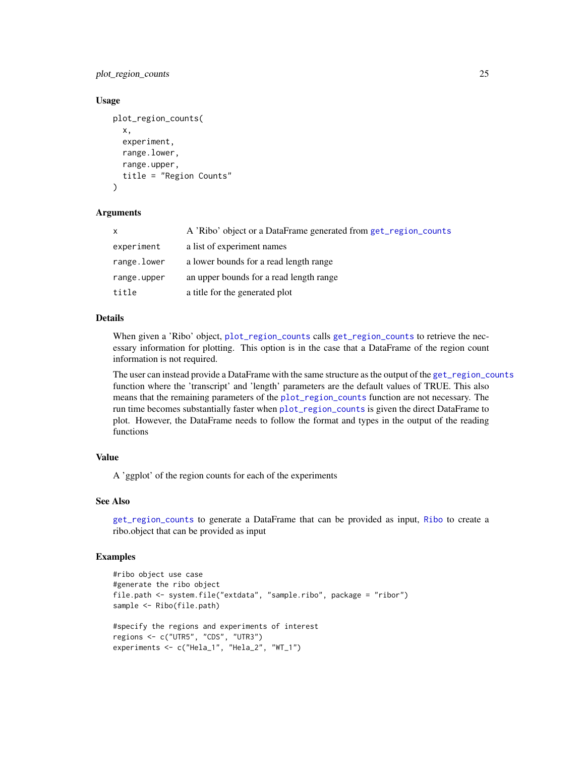### Usage

```
plot_region_counts(
  x,
  experiment,
  range.lower,
  range.upper,
  title = "Region Counts"
)
```

### Arguments

| | |
|---|---|
| x | A 'Ribo' object or a DataFrame generated from get_region_counts |
| experiment | a list of experiment names |
| range.lower | a lower bounds for a read length range |
| range.upper | an upper bounds for a read length range |
| title | a title for the generated plot |

### Details

When given a 'Ribo' object, plot_region_counts calls get_region_counts to retrieve the necessary information for plotting. This option is in the case that a DataFrame of the region count information is not required.

The user can instead provide a DataFrame with the same structure as the output of the get_region_counts function where the 'transcript' and 'length' parameters are the default values of TRUE. This also means that the remaining parameters of the plot_region_counts function are not necessary. The run time becomes substantially faster when plot_region_counts is given the direct DataFrame to plot. However, the DataFrame needs to follow the format and types in the output of the reading functions

### Value

A 'ggplot' of the region counts for each of the experiments

### See Also

get_region_counts to generate a DataFrame that can be provided as input, Ribo to create a ribo.object that can be provided as input

### Examples

```
#ribo object use case
#generate the ribo object
file.path <- system.file("extdata", "sample.ribo", package = "ribor")
sample <- Ribo(file.path)

#specify the regions and experiments of interest
regions <- c("UTR5", "CDS", "UTR3")
experiments <- c("Hela_1", "Hela_2", "WT_1")
```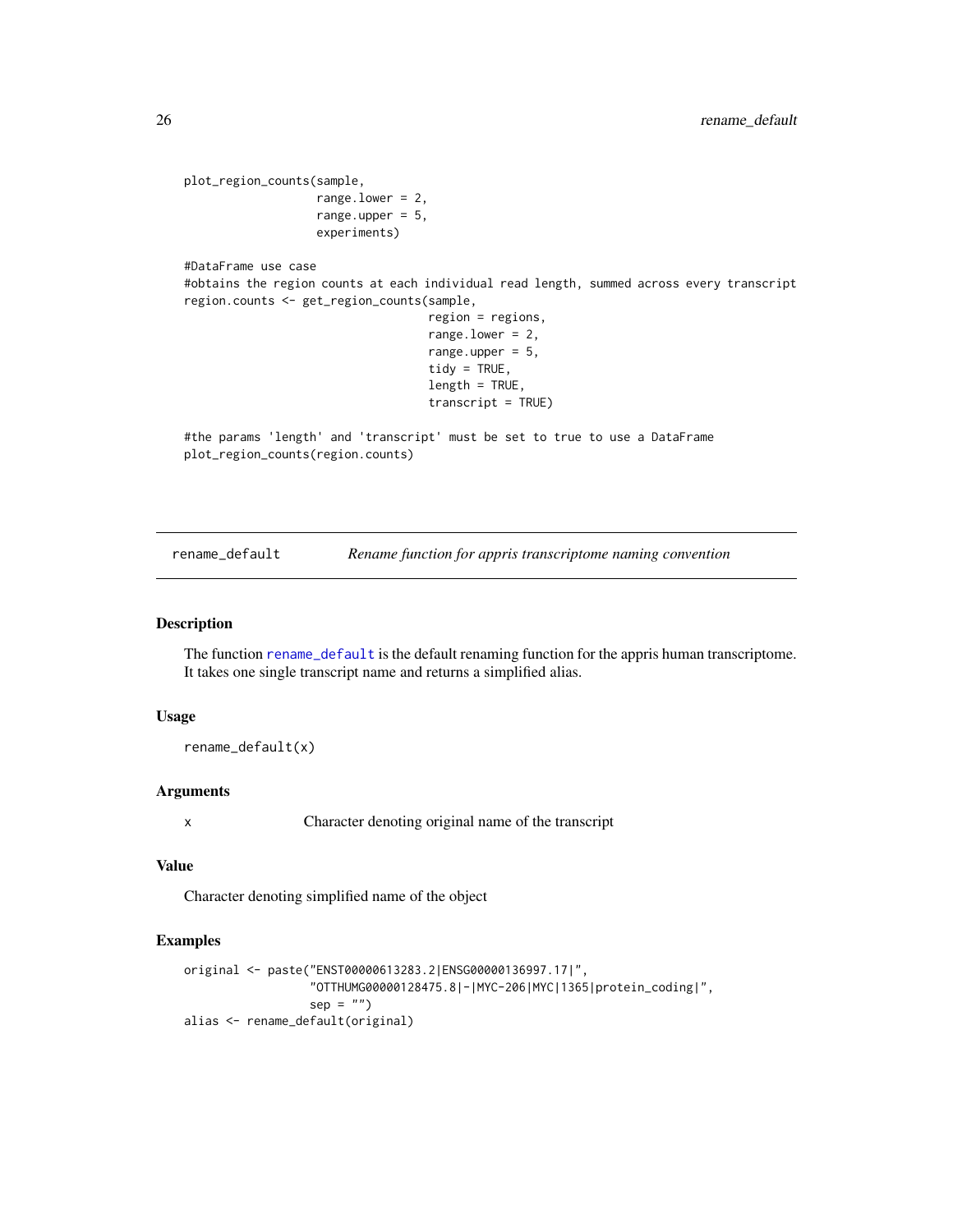```
plot_region_counts(sample,
                   range.lower = 2,
                   range.upper = 5,
                   experiments)

#DataFrame use case
#obtains the region counts at each individual read length, summed across every transcript
region.counts <- get_region_counts(sample,
                                   region = regions,
                                   range.lower = 2,
                                   range.upper = 5,
                                   tidy = TRUE,
                                   length = TRUE,
                                   transcript = TRUE)

#the params 'length' and 'transcript' must be set to true to use a DataFrame
plot_region_counts(region.counts)
```

## rename_default — *Rename function for appris transcriptome naming convention*

### Description

The function rename_default is the default renaming function for the appris human transcriptome. It takes one single transcript name and returns a simplified alias.

### Usage

```
rename_default(x)
```

### Arguments

| | |
|---|---|
| x | Character denoting original name of the transcript |

### Value

Character denoting simplified name of the object

### Examples

```
original <- paste("ENST00000613283.2|ENSG00000136997.17|",
                  "OTTHUMG00000128475.8|-|MYC-206|MYC|1365|protein_coding|",
                  sep = "")
alias <- rename_default(original)
```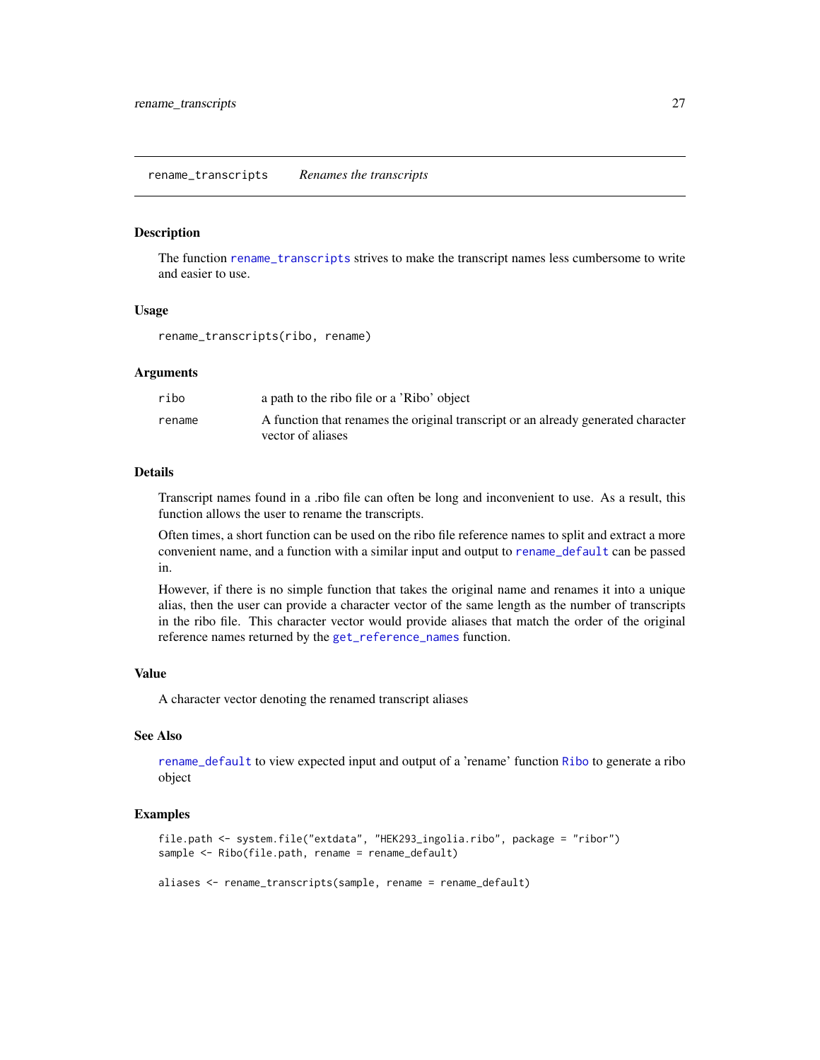## rename_transcripts *Renames the transcripts*

### Description

The function rename_transcripts strives to make the transcript names less cumbersome to write and easier to use.

### Usage

```
rename_transcripts(ribo, rename)
```

### Arguments

| | |
|---|---|
| ribo | a path to the ribo file or a 'Ribo' object |
| rename | A function that renames the original transcript or an already generated character vector of aliases |

### Details

Transcript names found in a .ribo file can often be long and inconvenient to use. As a result, this function allows the user to rename the transcripts.

Often times, a short function can be used on the ribo file reference names to split and extract a more convenient name, and a function with a similar input and output to rename_default can be passed in.

However, if there is no simple function that takes the original name and renames it into a unique alias, then the user can provide a character vector of the same length as the number of transcripts in the ribo file. This character vector would provide aliases that match the order of the original reference names returned by the get_reference_names function.

### Value

A character vector denoting the renamed transcript aliases

### See Also

rename_default to view expected input and output of a 'rename' function Ribo to generate a ribo object

### Examples

```
file.path <- system.file("extdata", "HEK293_ingolia.ribo", package = "ribor")
sample <- Ribo(file.path, rename = rename_default)

aliases <- rename_transcripts(sample, rename = rename_default)
```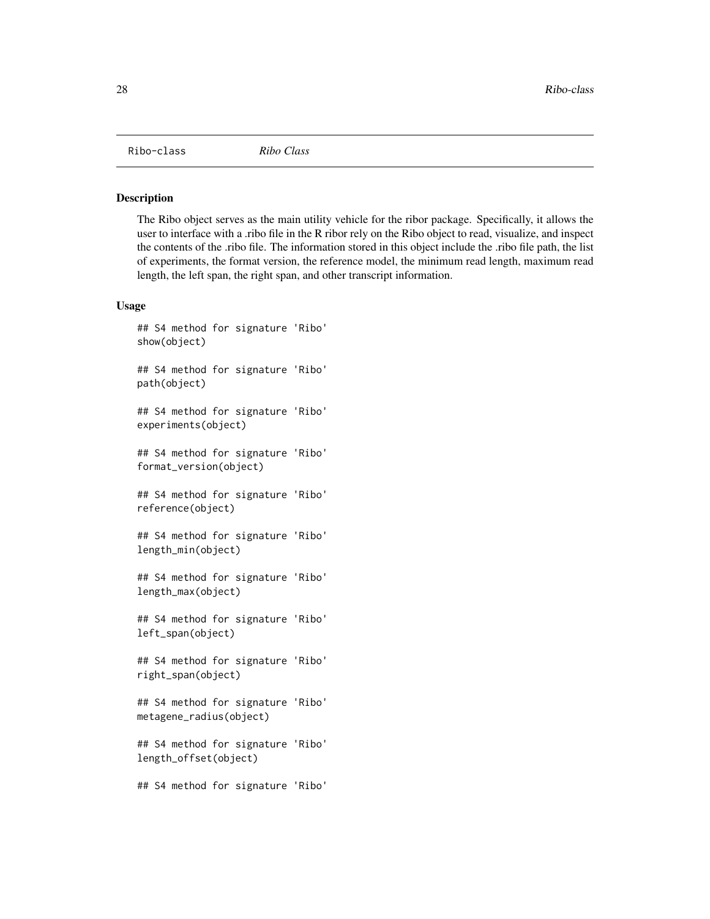Ribo-class *Ribo Class*

## Description

The Ribo object serves as the main utility vehicle for the ribor package. Specifically, it allows the user to interface with a .ribo file in the R ribor rely on the Ribo object to read, visualize, and inspect the contents of the .ribo file. The information stored in this object include the .ribo file path, the list of experiments, the format version, the reference model, the minimum read length, maximum read length, the left span, the right span, and other transcript information.

## Usage

```
## S4 method for signature 'Ribo'
show(object)

## S4 method for signature 'Ribo'
path(object)

## S4 method for signature 'Ribo'
experiments(object)

## S4 method for signature 'Ribo'
format_version(object)

## S4 method for signature 'Ribo'
reference(object)

## S4 method for signature 'Ribo'
length_min(object)

## S4 method for signature 'Ribo'
length_max(object)

## S4 method for signature 'Ribo'
left_span(object)

## S4 method for signature 'Ribo'
right_span(object)

## S4 method for signature 'Ribo'
metagene_radius(object)

## S4 method for signature 'Ribo'
length_offset(object)

## S4 method for signature 'Ribo'
```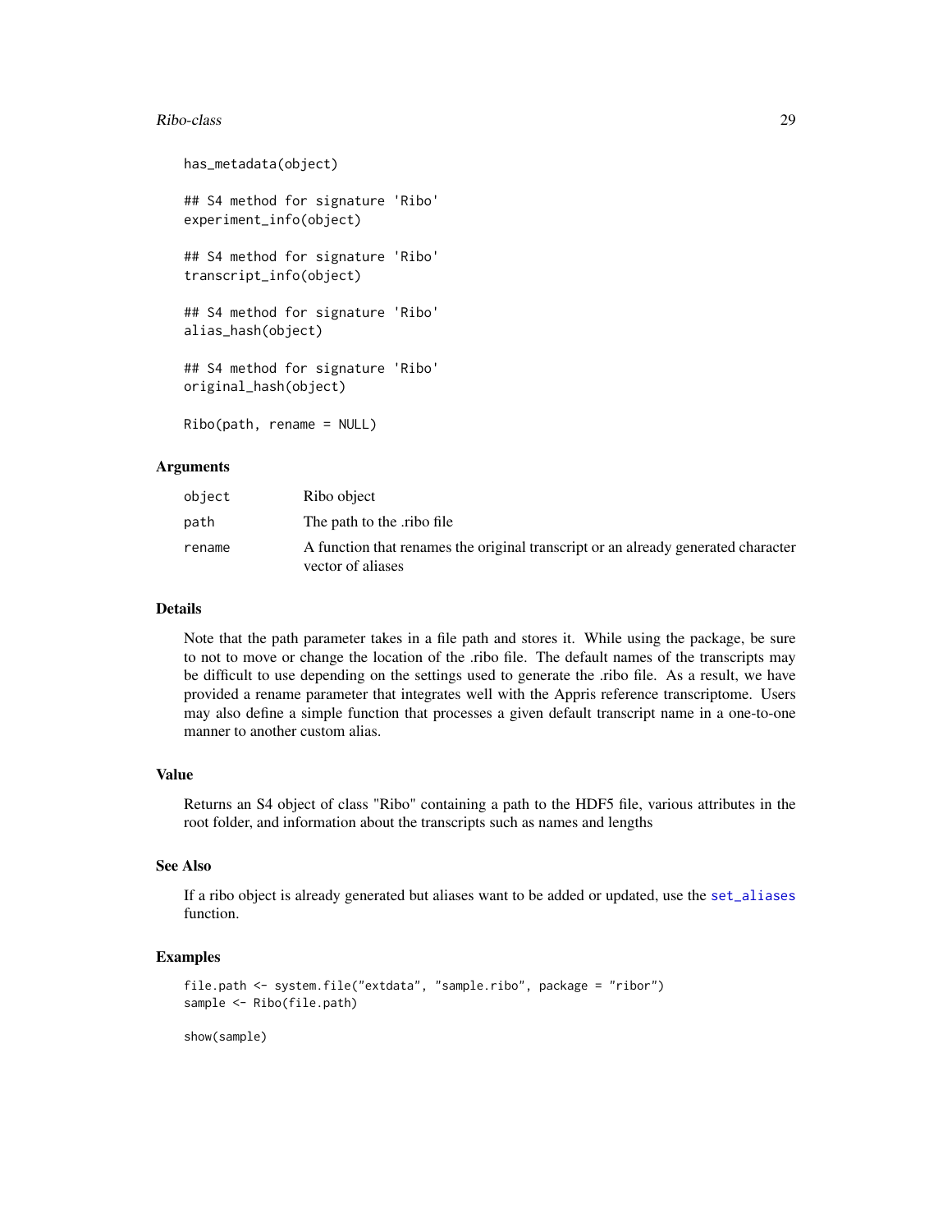```
has_metadata(object)

## S4 method for signature 'Ribo'
experiment_info(object)

## S4 method for signature 'Ribo'
transcript_info(object)

## S4 method for signature 'Ribo'
alias_hash(object)

## S4 method for signature 'Ribo'
original_hash(object)

Ribo(path, rename = NULL)
```

### Arguments

| | |
|---|---|
| object | Ribo object |
| path | The path to the .ribo file |
| rename | A function that renames the original transcript or an already generated character vector of aliases |

### Details

Note that the path parameter takes in a file path and stores it. While using the package, be sure to not to move or change the location of the .ribo file. The default names of the transcripts may be difficult to use depending on the settings used to generate the .ribo file. As a result, we have provided a rename parameter that integrates well with the Appris reference transcriptome. Users may also define a simple function that processes a given default transcript name in a one-to-one manner to another custom alias.

### Value

Returns an S4 object of class "Ribo" containing a path to the HDF5 file, various attributes in the root folder, and information about the transcripts such as names and lengths

### See Also

If a ribo object is already generated but aliases want to be added or updated, use the set_aliases function.

### Examples

```
file.path <- system.file("extdata", "sample.ribo", package = "ribor")
sample <- Ribo(file.path)

show(sample)
```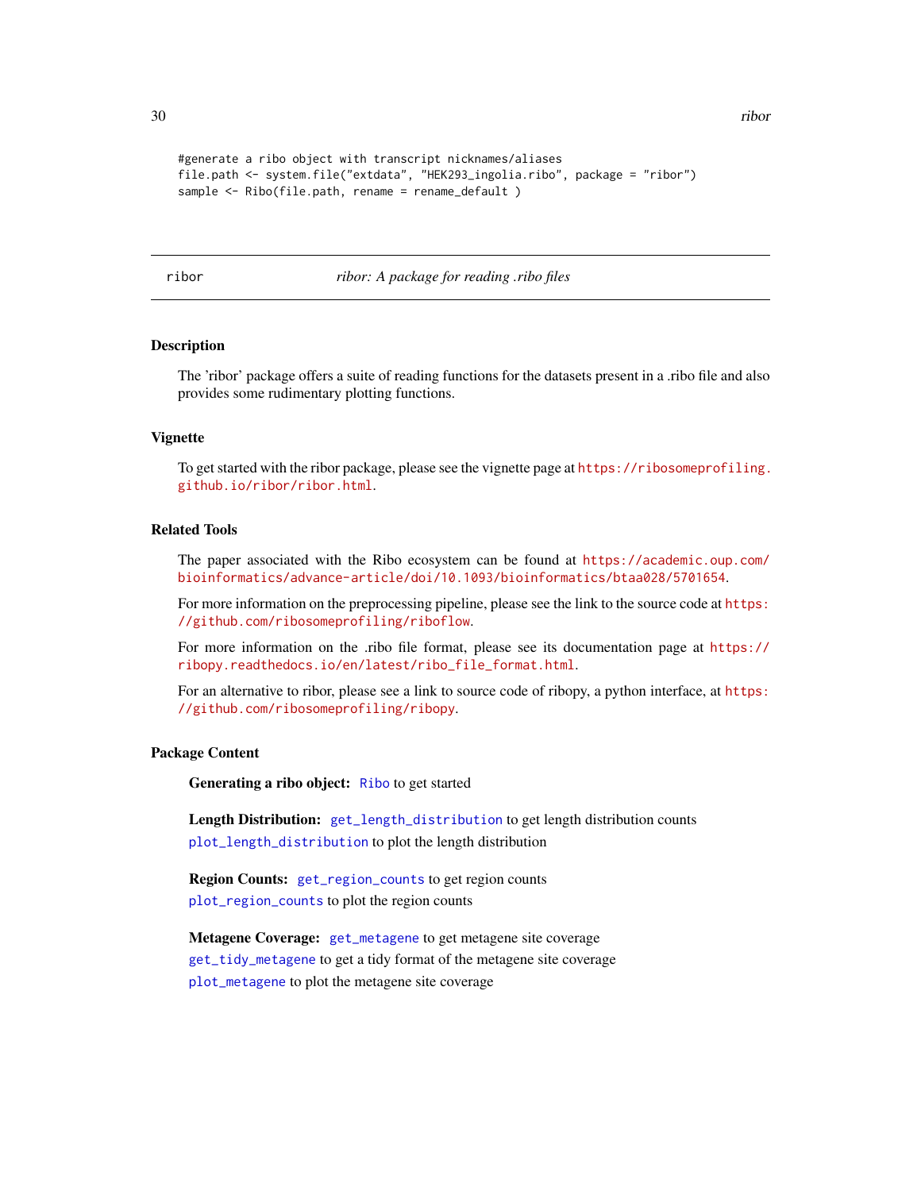```
#generate a ribo object with transcript nicknames/aliases
file.path <- system.file("extdata", "HEK293_ingolia.ribo", package = "ribor")
sample <- Ribo(file.path, rename = rename_default )
```

---

## ribor — *ribor: A package for reading .ribo files*

---

### Description

The 'ribor' package offers a suite of reading functions for the datasets present in a .ribo file and also provides some rudimentary plotting functions.

### Vignette

To get started with the ribor package, please see the vignette page at https://ribosomeprofiling.github.io/ribor/ribor.html.

### Related Tools

The paper associated with the Ribo ecosystem can be found at https://academic.oup.com/bioinformatics/advance-article/doi/10.1093/bioinformatics/btaa028/5701654.

For more information on the preprocessing pipeline, please see the link to the source code at https://github.com/ribosomeprofiling/riboflow.

For more information on the .ribo file format, please see its documentation page at https://ribopy.readthedocs.io/en/latest/ribo_file_format.html.

For an alternative to ribor, please see a link to source code of ribopy, a python interface, at https://github.com/ribosomeprofiling/ribopy.

### Package Content

**Generating a ribo object:** `Ribo` to get started

**Length Distribution:** `get_length_distribution` to get length distribution counts
`plot_length_distribution` to plot the length distribution

**Region Counts:** `get_region_counts` to get region counts
`plot_region_counts` to plot the region counts

**Metagene Coverage:** `get_metagene` to get metagene site coverage
`get_tidy_metagene` to get a tidy format of the metagene site coverage
`plot_metagene` to plot the metagene site coverage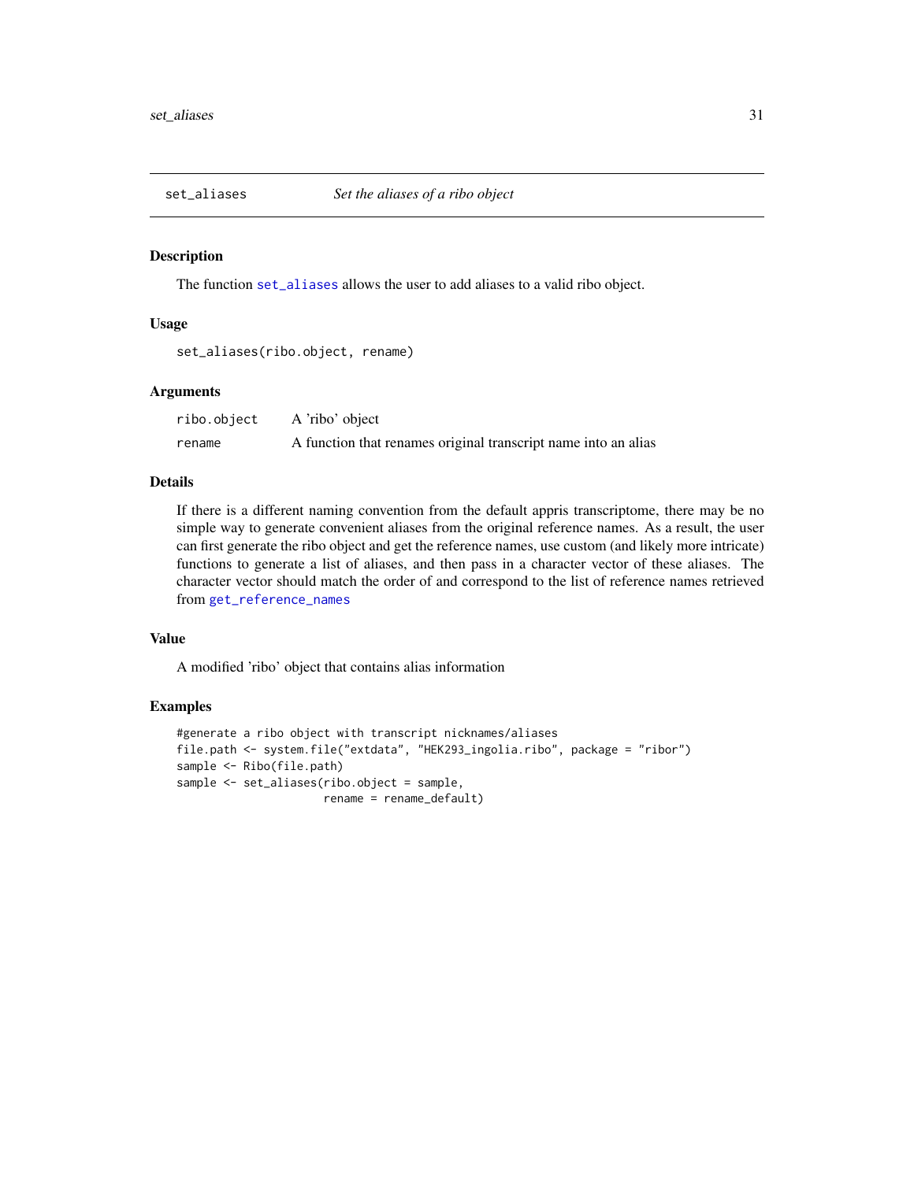## set_aliases    *Set the aliases of a ribo object*

### Description

The function `set_aliases` allows the user to add aliases to a valid ribo object.

### Usage

```
set_aliases(ribo.object, rename)
```

### Arguments

| | |
|---|---|
| `ribo.object` | A 'ribo' object |
| `rename` | A function that renames original transcript name into an alias |

### Details

If there is a different naming convention from the default appris transcriptome, there may be no simple way to generate convenient aliases from the original reference names. As a result, the user can first generate the ribo object and get the reference names, use custom (and likely more intricate) functions to generate a list of aliases, and then pass in a character vector of these aliases. The character vector should match the order of and correspond to the list of reference names retrieved from `get_reference_names`

### Value

A modified 'ribo' object that contains alias information

### Examples

```
#generate a ribo object with transcript nicknames/aliases
file.path <- system.file("extdata", "HEK293_ingolia.ribo", package = "ribor")
sample <- Ribo(file.path)
sample <- set_aliases(ribo.object = sample,
                      rename = rename_default)
```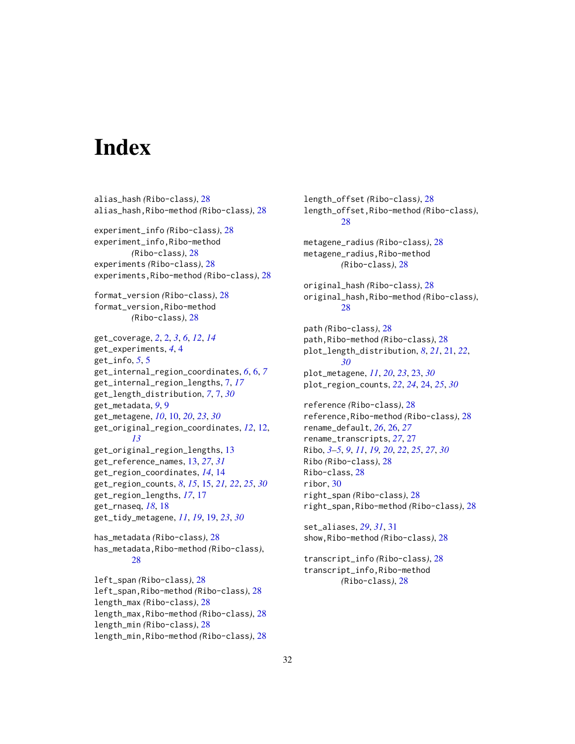# Index

alias_hash (Ribo-class), 28
alias_hash,Ribo-method (Ribo-class), 28

experiment_info (Ribo-class), 28
experiment_info,Ribo-method (Ribo-class), 28
experiments (Ribo-class), 28
experiments,Ribo-method (Ribo-class), 28

format_version (Ribo-class), 28
format_version,Ribo-method (Ribo-class), 28

get_coverage, *2*, 2, *3*, *6*, *12*, *14*
get_experiments, *4*, 4
get_info, *5*, 5
get_internal_region_coordinates, *6*, 6, *7*
get_internal_region_lengths, 7, *17*
get_length_distribution, *7*, 7, *30*
get_metadata, *9*, 9
get_metagene, *10*, 10, *20*, *23*, *30*
get_original_region_coordinates, *12*, 12, *13*
get_original_region_lengths, 13
get_reference_names, 13, *27*, *31*
get_region_coordinates, *14*, 14
get_region_counts, *8*, *15*, 15, *21, 22*, *25*, *30*
get_region_lengths, *17*, 17
get_rnaseq, *18*, 18
get_tidy_metagene, *11*, *19*, 19, *23*, *30*

has_metadata (Ribo-class), 28
has_metadata,Ribo-method (Ribo-class), 28

left_span (Ribo-class), 28
left_span,Ribo-method (Ribo-class), 28
length_max (Ribo-class), 28
length_max,Ribo-method (Ribo-class), 28
length_min (Ribo-class), 28
length_min,Ribo-method (Ribo-class), 28
length_offset (Ribo-class), 28
length_offset,Ribo-method (Ribo-class), 28

metagene_radius (Ribo-class), 28
metagene_radius,Ribo-method (Ribo-class), 28

original_hash (Ribo-class), 28
original_hash,Ribo-method (Ribo-class), 28

path (Ribo-class), 28
path,Ribo-method (Ribo-class), 28
plot_length_distribution, *8*, *21*, 21, *22*, *30*
plot_metagene, *11*, *20*, *23*, 23, *30*
plot_region_counts, *22*, *24*, 24, *25*, *30*

reference (Ribo-class), 28
reference,Ribo-method (Ribo-class), 28
rename_default, *26*, 26, *27*
rename_transcripts, *27*, 27
Ribo, *3–5*, *9*, *11*, *19, 20*, *22*, *25*, *27*, *30*
Ribo (Ribo-class), 28
Ribo-class, 28
ribor, 30
right_span (Ribo-class), 28
right_span,Ribo-method (Ribo-class), 28

set_aliases, *29*, *31*, 31
show,Ribo-method (Ribo-class), 28

transcript_info (Ribo-class), 28
transcript_info,Ribo-method (Ribo-class), 28